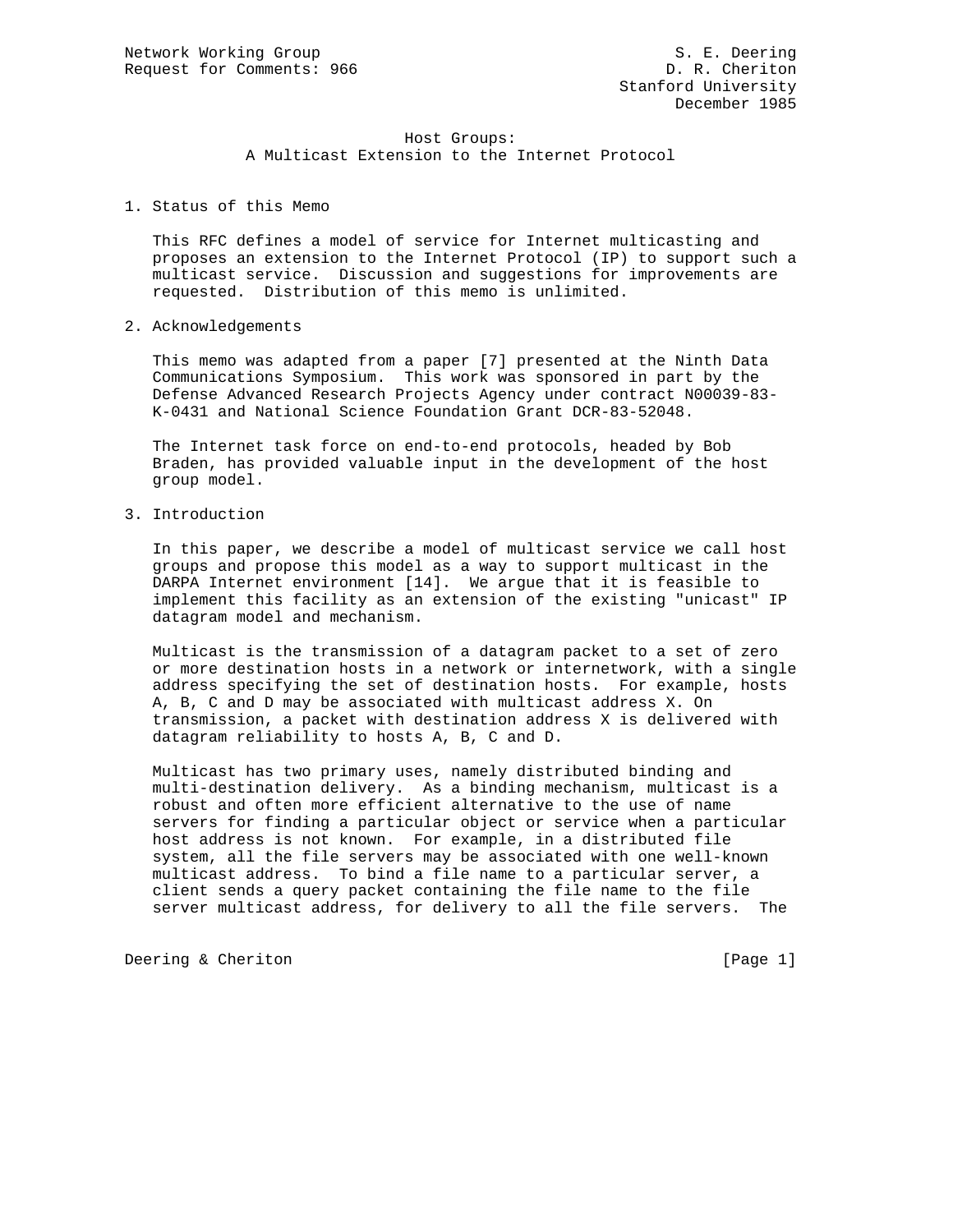Network Working Group S. E. Deering
Request for Comments: 966 D. R. Cheriton
Stanford University
December 1985

# Host Groups: A Multicast Extension to the Internet Protocol

## 1. Status of this Memo

This RFC defines a model of service for Internet multicasting and proposes an extension to the Internet Protocol (IP) to support such a multicast service. Discussion and suggestions for improvements are requested. Distribution of this memo is unlimited.

## 2. Acknowledgements

This memo was adapted from a paper [7] presented at the Ninth Data Communications Symposium. This work was sponsored in part by the Defense Advanced Research Projects Agency under contract N00039-83-K-0431 and National Science Foundation Grant DCR-83-52048.

The Internet task force on end-to-end protocols, headed by Bob Braden, has provided valuable input in the development of the host group model.

## 3. Introduction

In this paper, we describe a model of multicast service we call host groups and propose this model as a way to support multicast in the DARPA Internet environment [14]. We argue that it is feasible to implement this facility as an extension of the existing "unicast" IP datagram model and mechanism.

Multicast is the transmission of a datagram packet to a set of zero or more destination hosts in a network or internetwork, with a single address specifying the set of destination hosts. For example, hosts A, B, C and D may be associated with multicast address X. On transmission, a packet with destination address X is delivered with datagram reliability to hosts A, B, C and D.

Multicast has two primary uses, namely distributed binding and multi-destination delivery. As a binding mechanism, multicast is a robust and often more efficient alternative to the use of name servers for finding a particular object or service when a particular host address is not known. For example, in a distributed file system, all the file servers may be associated with one well-known multicast address. To bind a file name to a particular server, a client sends a query packet containing the file name to the file server multicast address, for delivery to all the file servers. The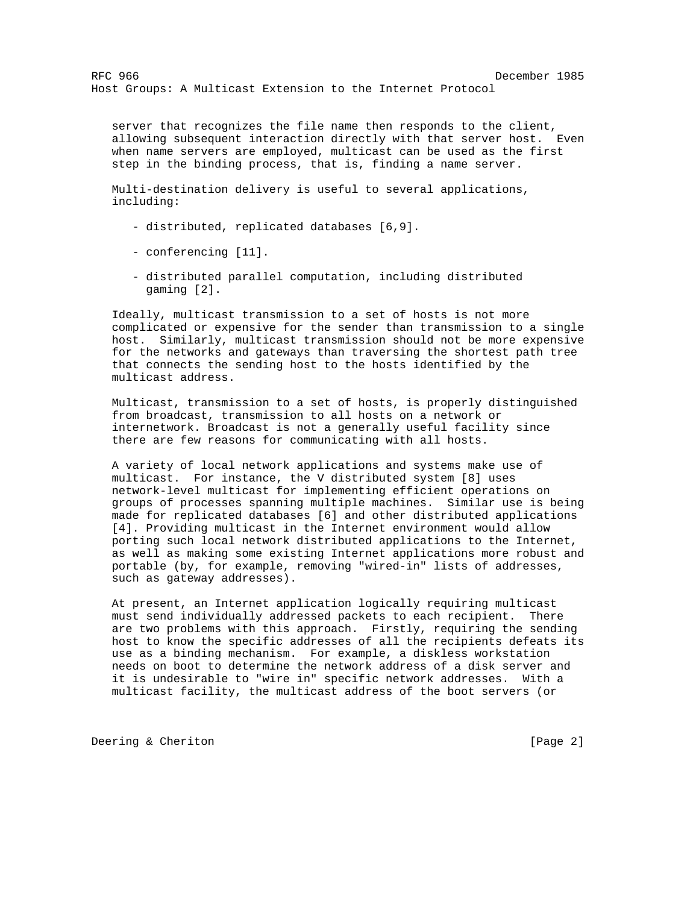server that recognizes the file name then responds to the client, allowing subsequent interaction directly with that server host. Even when name servers are employed, multicast can be used as the first step in the binding process, that is, finding a name server.

Multi-destination delivery is useful to several applications, including:

- distributed, replicated databases [6,9].
- conferencing [11].
- distributed parallel computation, including distributed gaming [2].

Ideally, multicast transmission to a set of hosts is not more complicated or expensive for the sender than transmission to a single host. Similarly, multicast transmission should not be more expensive for the networks and gateways than traversing the shortest path tree that connects the sending host to the hosts identified by the multicast address.

Multicast, transmission to a set of hosts, is properly distinguished from broadcast, transmission to all hosts on a network or internetwork. Broadcast is not a generally useful facility since there are few reasons for communicating with all hosts.

A variety of local network applications and systems make use of multicast. For instance, the V distributed system [8] uses network-level multicast for implementing efficient operations on groups of processes spanning multiple machines. Similar use is being made for replicated databases [6] and other distributed applications [4]. Providing multicast in the Internet environment would allow porting such local network distributed applications to the Internet, as well as making some existing Internet applications more robust and portable (by, for example, removing "wired-in" lists of addresses, such as gateway addresses).

At present, an Internet application logically requiring multicast must send individually addressed packets to each recipient. There are two problems with this approach. Firstly, requiring the sending host to know the specific addresses of all the recipients defeats its use as a binding mechanism. For example, a diskless workstation needs on boot to determine the network address of a disk server and it is undesirable to "wire in" specific network addresses. With a multicast facility, the multicast address of the boot servers (or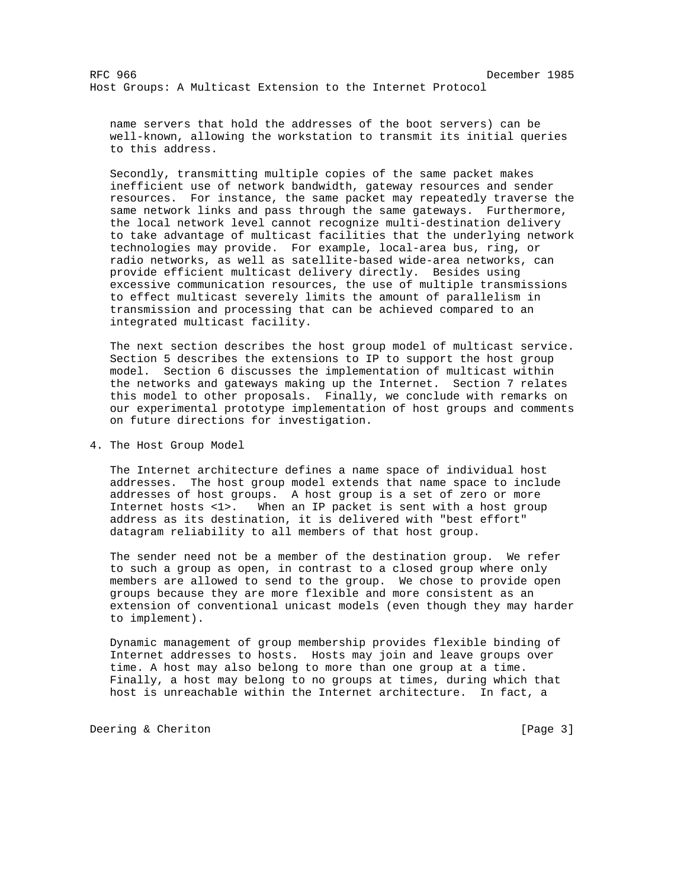name servers that hold the addresses of the boot servers) can be well-known, allowing the workstation to transmit its initial queries to this address.

Secondly, transmitting multiple copies of the same packet makes inefficient use of network bandwidth, gateway resources and sender resources. For instance, the same packet may repeatedly traverse the same network links and pass through the same gateways. Furthermore, the local network level cannot recognize multi-destination delivery to take advantage of multicast facilities that the underlying network technologies may provide. For example, local-area bus, ring, or radio networks, as well as satellite-based wide-area networks, can provide efficient multicast delivery directly. Besides using excessive communication resources, the use of multiple transmissions to effect multicast severely limits the amount of parallelism in transmission and processing that can be achieved compared to an integrated multicast facility.

The next section describes the host group model of multicast service. Section 5 describes the extensions to IP to support the host group model. Section 6 discusses the implementation of multicast within the networks and gateways making up the Internet. Section 7 relates this model to other proposals. Finally, we conclude with remarks on our experimental prototype implementation of host groups and comments on future directions for investigation.

## 4. The Host Group Model

The Internet architecture defines a name space of individual host addresses. The host group model extends that name space to include addresses of host groups. A host group is a set of zero or more Internet hosts <1>. When an IP packet is sent with a host group address as its destination, it is delivered with "best effort" datagram reliability to all members of that host group.

The sender need not be a member of the destination group. We refer to such a group as open, in contrast to a closed group where only members are allowed to send to the group. We chose to provide open groups because they are more flexible and more consistent as an extension of conventional unicast models (even though they may harder to implement).

Dynamic management of group membership provides flexible binding of Internet addresses to hosts. Hosts may join and leave groups over time. A host may also belong to more than one group at a time. Finally, a host may belong to no groups at times, during which that host is unreachable within the Internet architecture. In fact, a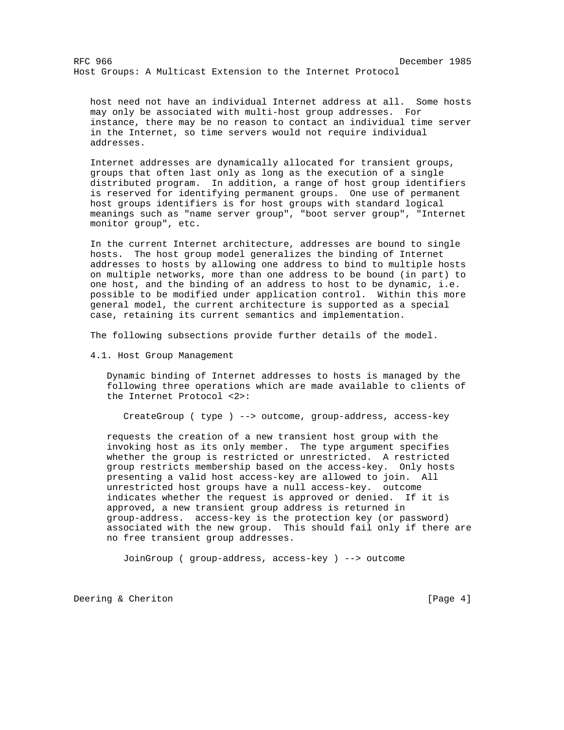host need not have an individual Internet address at all. Some hosts may only be associated with multi-host group addresses. For instance, there may be no reason to contact an individual time server in the Internet, so time servers would not require individual addresses.

Internet addresses are dynamically allocated for transient groups, groups that often last only as long as the execution of a single distributed program. In addition, a range of host group identifiers is reserved for identifying permanent groups. One use of permanent host groups identifiers is for host groups with standard logical meanings such as "name server group", "boot server group", "Internet monitor group", etc.

In the current Internet architecture, addresses are bound to single hosts. The host group model generalizes the binding of Internet addresses to hosts by allowing one address to bind to multiple hosts on multiple networks, more than one address to be bound (in part) to one host, and the binding of an address to host to be dynamic, i.e. possible to be modified under application control. Within this more general model, the current architecture is supported as a special case, retaining its current semantics and implementation.

The following subsections provide further details of the model.

### 4.1. Host Group Management

Dynamic binding of Internet addresses to hosts is managed by the following three operations which are made available to clients of the Internet Protocol <2>:

```
CreateGroup ( type ) --> outcome, group-address, access-key
```

requests the creation of a new transient host group with the invoking host as its only member. The type argument specifies whether the group is restricted or unrestricted. A restricted group restricts membership based on the access-key. Only hosts presenting a valid host access-key are allowed to join. All unrestricted host groups have a null access-key. outcome indicates whether the request is approved or denied. If it is approved, a new transient group address is returned in group-address. access-key is the protection key (or password) associated with the new group. This should fail only if there are no free transient group addresses.

```
JoinGroup ( group-address, access-key ) --> outcome
```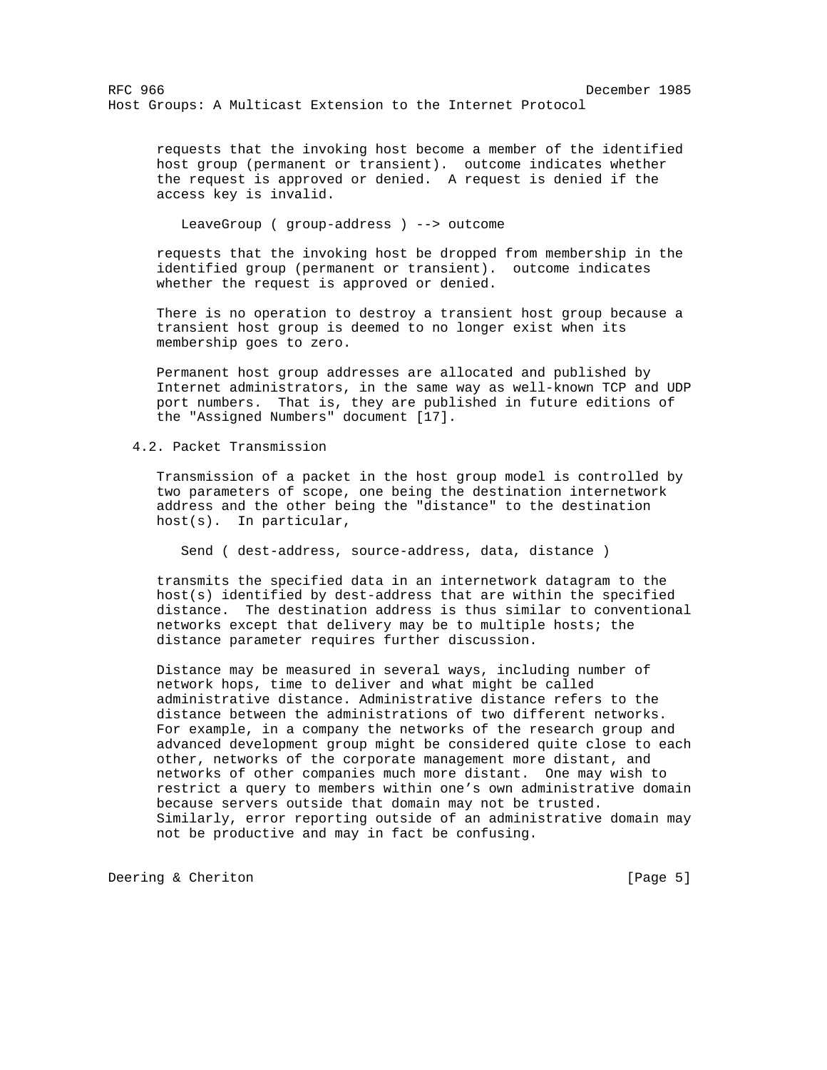requests that the invoking host become a member of the identified host group (permanent or transient). outcome indicates whether the request is approved or denied. A request is denied if the access key is invalid.

```
LeaveGroup ( group-address ) --> outcome
```

requests that the invoking host be dropped from membership in the identified group (permanent or transient). outcome indicates whether the request is approved or denied.

There is no operation to destroy a transient host group because a transient host group is deemed to no longer exist when its membership goes to zero.

Permanent host group addresses are allocated and published by Internet administrators, in the same way as well-known TCP and UDP port numbers. That is, they are published in future editions of the "Assigned Numbers" document [17].

## 4.2. Packet Transmission

Transmission of a packet in the host group model is controlled by two parameters of scope, one being the destination internetwork address and the other being the "distance" to the destination host(s). In particular,

```
Send ( dest-address, source-address, data, distance )
```

transmits the specified data in an internetwork datagram to the host(s) identified by dest-address that are within the specified distance. The destination address is thus similar to conventional networks except that delivery may be to multiple hosts; the distance parameter requires further discussion.

Distance may be measured in several ways, including number of network hops, time to deliver and what might be called administrative distance. Administrative distance refers to the distance between the administrations of two different networks. For example, in a company the networks of the research group and advanced development group might be considered quite close to each other, networks of the corporate management more distant, and networks of other companies much more distant. One may wish to restrict a query to members within one's own administrative domain because servers outside that domain may not be trusted. Similarly, error reporting outside of an administrative domain may not be productive and may in fact be confusing.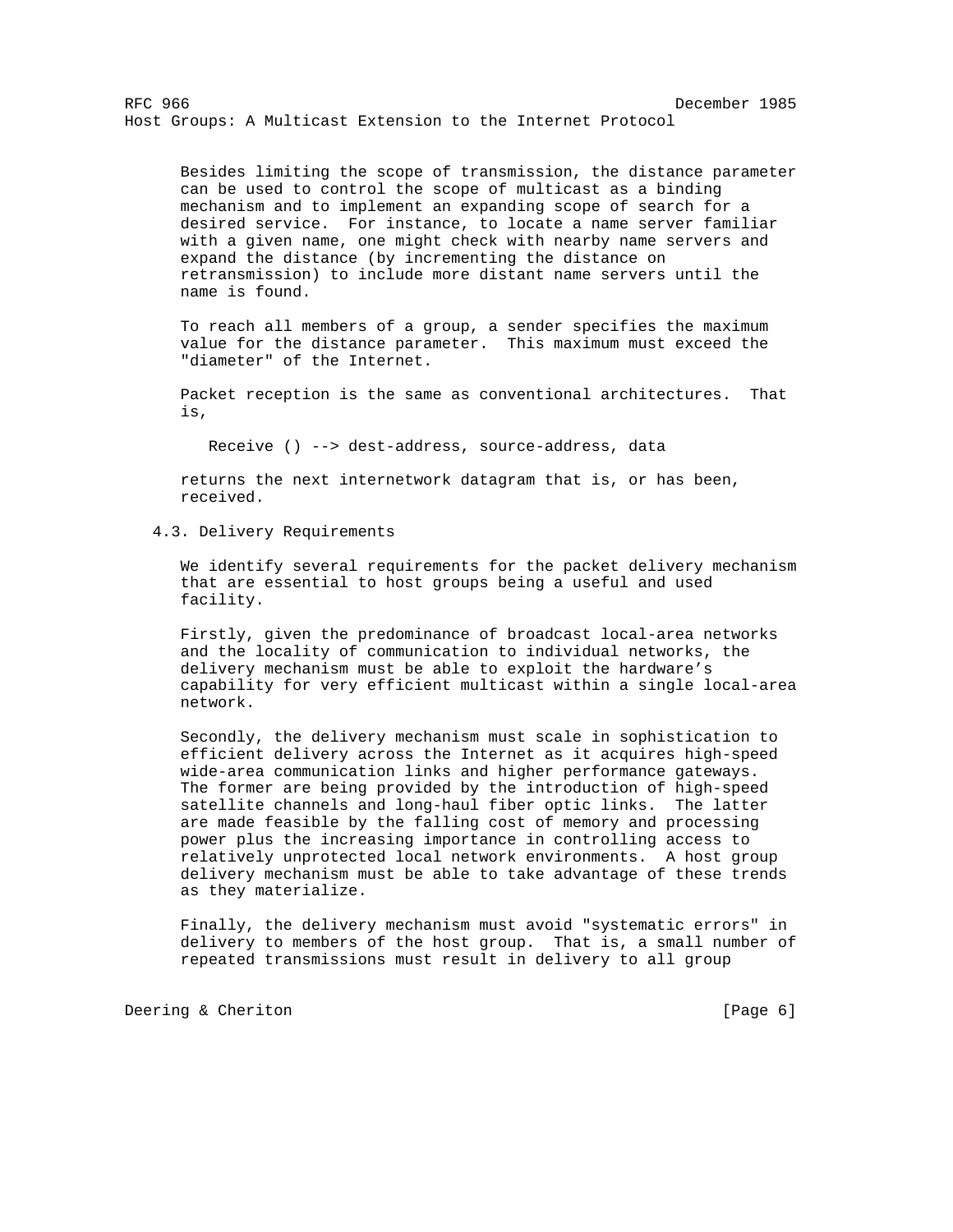Besides limiting the scope of transmission, the distance parameter can be used to control the scope of multicast as a binding mechanism and to implement an expanding scope of search for a desired service. For instance, to locate a name server familiar with a given name, one might check with nearby name servers and expand the distance (by incrementing the distance on retransmission) to include more distant name servers until the name is found.

To reach all members of a group, a sender specifies the maximum value for the distance parameter. This maximum must exceed the "diameter" of the Internet.

Packet reception is the same as conventional architectures. That is,

```
Receive () --> dest-address, source-address, data
```

returns the next internetwork datagram that is, or has been, received.

### 4.3. Delivery Requirements

We identify several requirements for the packet delivery mechanism that are essential to host groups being a useful and used facility.

Firstly, given the predominance of broadcast local-area networks and the locality of communication to individual networks, the delivery mechanism must be able to exploit the hardware's capability for very efficient multicast within a single local-area network.

Secondly, the delivery mechanism must scale in sophistication to efficient delivery across the Internet as it acquires high-speed wide-area communication links and higher performance gateways. The former are being provided by the introduction of high-speed satellite channels and long-haul fiber optic links. The latter are made feasible by the falling cost of memory and processing power plus the increasing importance in controlling access to relatively unprotected local network environments. A host group delivery mechanism must be able to take advantage of these trends as they materialize.

Finally, the delivery mechanism must avoid "systematic errors" in delivery to members of the host group. That is, a small number of repeated transmissions must result in delivery to all group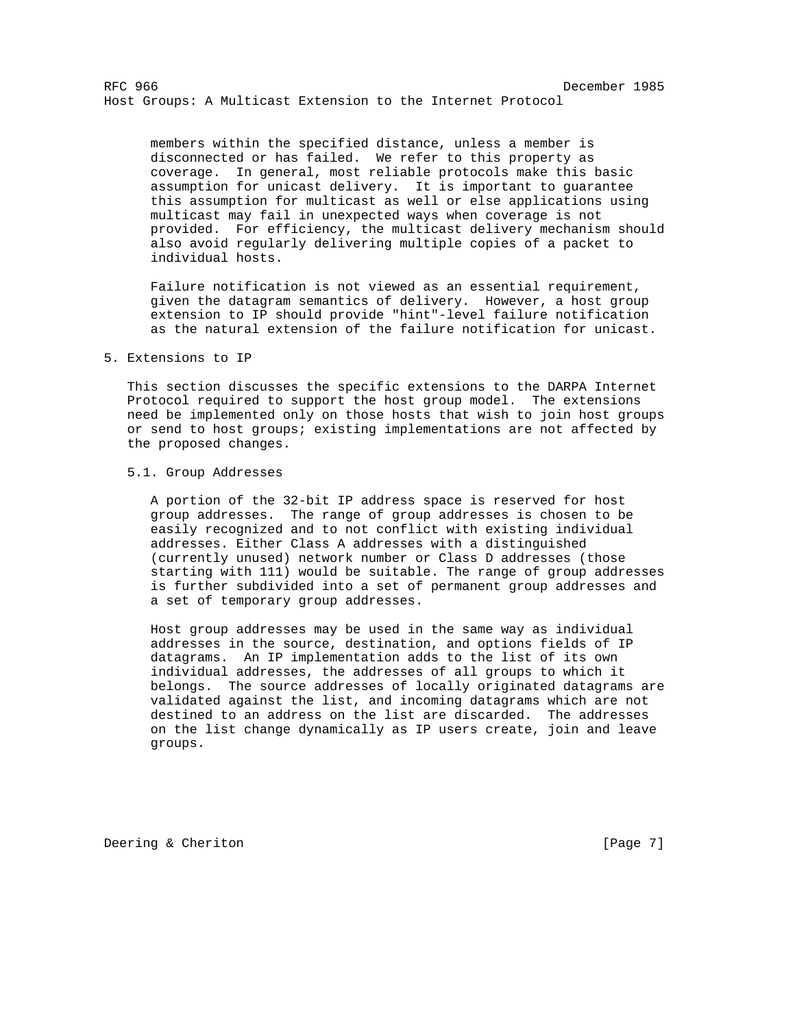members within the specified distance, unless a member is disconnected or has failed. We refer to this property as coverage. In general, most reliable protocols make this basic assumption for unicast delivery. It is important to guarantee this assumption for multicast as well or else applications using multicast may fail in unexpected ways when coverage is not provided. For efficiency, the multicast delivery mechanism should also avoid regularly delivering multiple copies of a packet to individual hosts.

Failure notification is not viewed as an essential requirement, given the datagram semantics of delivery. However, a host group extension to IP should provide "hint"-level failure notification as the natural extension of the failure notification for unicast.

## 5. Extensions to IP

This section discusses the specific extensions to the DARPA Internet Protocol required to support the host group model. The extensions need be implemented only on those hosts that wish to join host groups or send to host groups; existing implementations are not affected by the proposed changes.

### 5.1. Group Addresses

A portion of the 32-bit IP address space is reserved for host group addresses. The range of group addresses is chosen to be easily recognized and to not conflict with existing individual addresses. Either Class A addresses with a distinguished (currently unused) network number or Class D addresses (those starting with 111) would be suitable. The range of group addresses is further subdivided into a set of permanent group addresses and a set of temporary group addresses.

Host group addresses may be used in the same way as individual addresses in the source, destination, and options fields of IP datagrams. An IP implementation adds to the list of its own individual addresses, the addresses of all groups to which it belongs. The source addresses of locally originated datagrams are validated against the list, and incoming datagrams which are not destined to an address on the list are discarded. The addresses on the list change dynamically as IP users create, join and leave groups.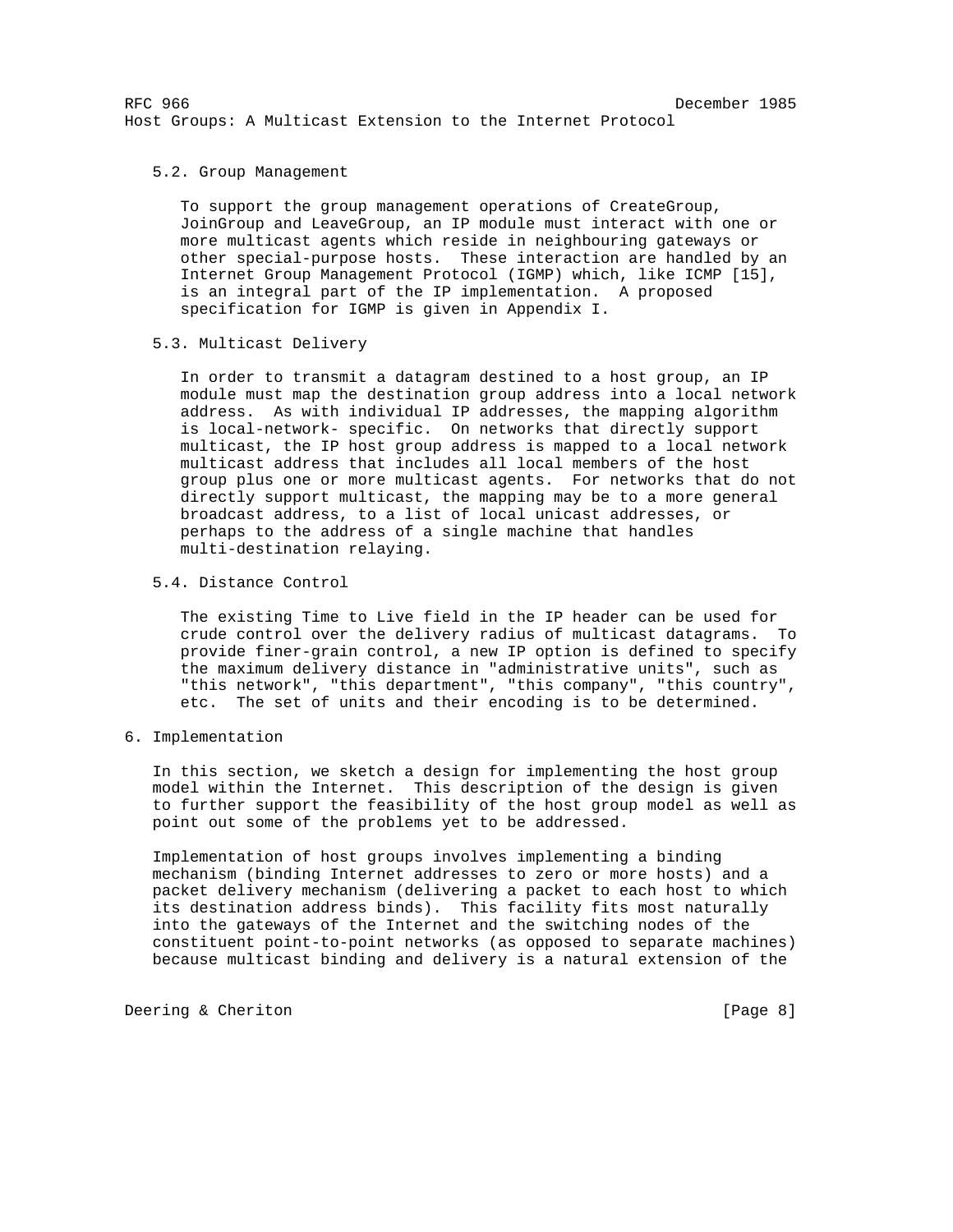### 5.2. Group Management

To support the group management operations of CreateGroup, JoinGroup and LeaveGroup, an IP module must interact with one or more multicast agents which reside in neighbouring gateways or other special-purpose hosts. These interaction are handled by an Internet Group Management Protocol (IGMP) which, like ICMP [15], is an integral part of the IP implementation. A proposed specification for IGMP is given in Appendix I.

### 5.3. Multicast Delivery

In order to transmit a datagram destined to a host group, an IP module must map the destination group address into a local network address. As with individual IP addresses, the mapping algorithm is local-network- specific. On networks that directly support multicast, the IP host group address is mapped to a local network multicast address that includes all local members of the host group plus one or more multicast agents. For networks that do not directly support multicast, the mapping may be to a more general broadcast address, to a list of local unicast addresses, or perhaps to the address of a single machine that handles multi-destination relaying.

### 5.4. Distance Control

The existing Time to Live field in the IP header can be used for crude control over the delivery radius of multicast datagrams. To provide finer-grain control, a new IP option is defined to specify the maximum delivery distance in "administrative units", such as "this network", "this department", "this company", "this country", etc. The set of units and their encoding is to be determined.

## 6. Implementation

In this section, we sketch a design for implementing the host group model within the Internet. This description of the design is given to further support the feasibility of the host group model as well as point out some of the problems yet to be addressed.

Implementation of host groups involves implementing a binding mechanism (binding Internet addresses to zero or more hosts) and a packet delivery mechanism (delivering a packet to each host to which its destination address binds). This facility fits most naturally into the gateways of the Internet and the switching nodes of the constituent point-to-point networks (as opposed to separate machines) because multicast binding and delivery is a natural extension of the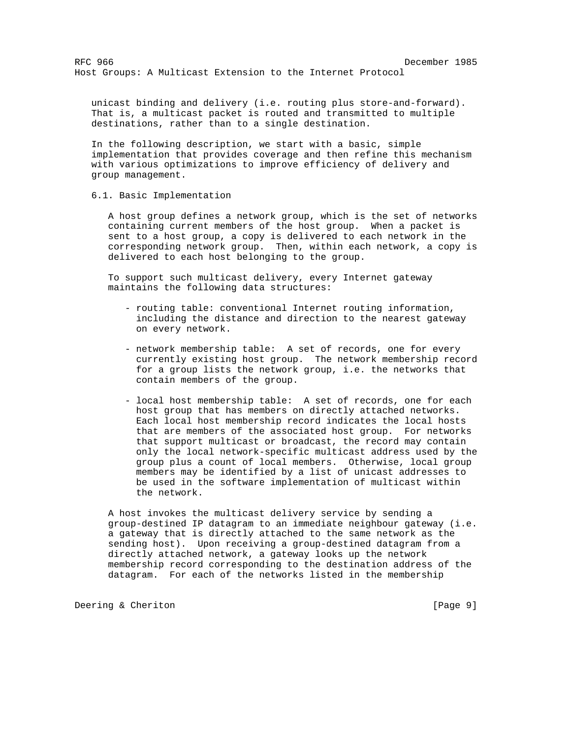unicast binding and delivery (i.e. routing plus store-and-forward). That is, a multicast packet is routed and transmitted to multiple destinations, rather than to a single destination.

In the following description, we start with a basic, simple implementation that provides coverage and then refine this mechanism with various optimizations to improve efficiency of delivery and group management.

### 6.1. Basic Implementation

A host group defines a network group, which is the set of networks containing current members of the host group. When a packet is sent to a host group, a copy is delivered to each network in the corresponding network group. Then, within each network, a copy is delivered to each host belonging to the group.

To support such multicast delivery, every Internet gateway maintains the following data structures:

- routing table: conventional Internet routing information, including the distance and direction to the nearest gateway on every network.

- network membership table: A set of records, one for every currently existing host group. The network membership record for a group lists the network group, i.e. the networks that contain members of the group.

- local host membership table: A set of records, one for each host group that has members on directly attached networks. Each local host membership record indicates the local hosts that are members of the associated host group. For networks that support multicast or broadcast, the record may contain only the local network-specific multicast address used by the group plus a count of local members. Otherwise, local group members may be identified by a list of unicast addresses to be used in the software implementation of multicast within the network.

A host invokes the multicast delivery service by sending a group-destined IP datagram to an immediate neighbour gateway (i.e. a gateway that is directly attached to the same network as the sending host). Upon receiving a group-destined datagram from a directly attached network, a gateway looks up the network membership record corresponding to the destination address of the datagram. For each of the networks listed in the membership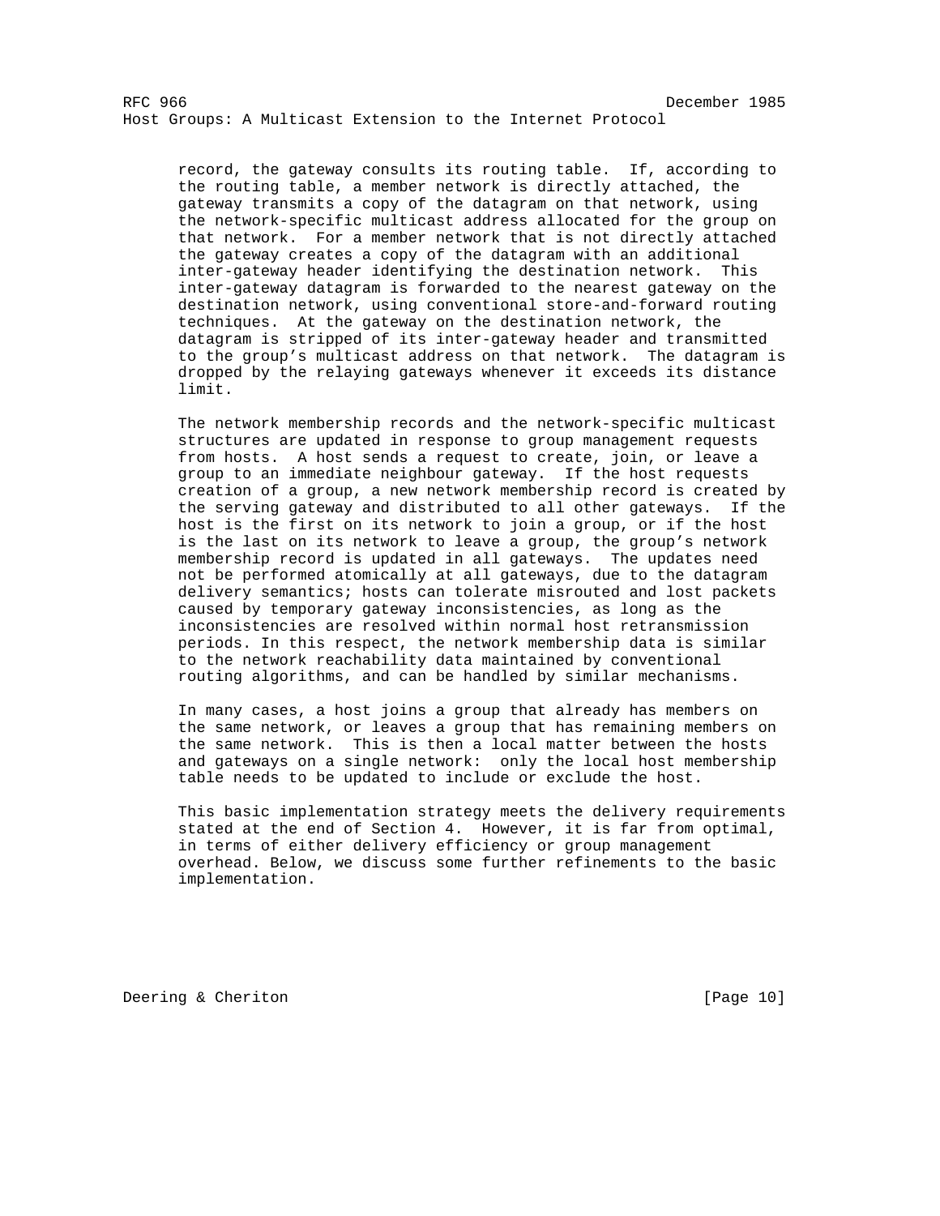record, the gateway consults its routing table. If, according to the routing table, a member network is directly attached, the gateway transmits a copy of the datagram on that network, using the network-specific multicast address allocated for the group on that network. For a member network that is not directly attached the gateway creates a copy of the datagram with an additional inter-gateway header identifying the destination network. This inter-gateway datagram is forwarded to the nearest gateway on the destination network, using conventional store-and-forward routing techniques. At the gateway on the destination network, the datagram is stripped of its inter-gateway header and transmitted to the group's multicast address on that network. The datagram is dropped by the relaying gateways whenever it exceeds its distance limit.

The network membership records and the network-specific multicast structures are updated in response to group management requests from hosts. A host sends a request to create, join, or leave a group to an immediate neighbour gateway. If the host requests creation of a group, a new network membership record is created by the serving gateway and distributed to all other gateways. If the host is the first on its network to join a group, or if the host is the last on its network to leave a group, the group's network membership record is updated in all gateways. The updates need not be performed atomically at all gateways, due to the datagram delivery semantics; hosts can tolerate misrouted and lost packets caused by temporary gateway inconsistencies, as long as the inconsistencies are resolved within normal host retransmission periods. In this respect, the network membership data is similar to the network reachability data maintained by conventional routing algorithms, and can be handled by similar mechanisms.

In many cases, a host joins a group that already has members on the same network, or leaves a group that has remaining members on the same network. This is then a local matter between the hosts and gateways on a single network: only the local host membership table needs to be updated to include or exclude the host.

This basic implementation strategy meets the delivery requirements stated at the end of Section 4. However, it is far from optimal, in terms of either delivery efficiency or group management overhead. Below, we discuss some further refinements to the basic implementation.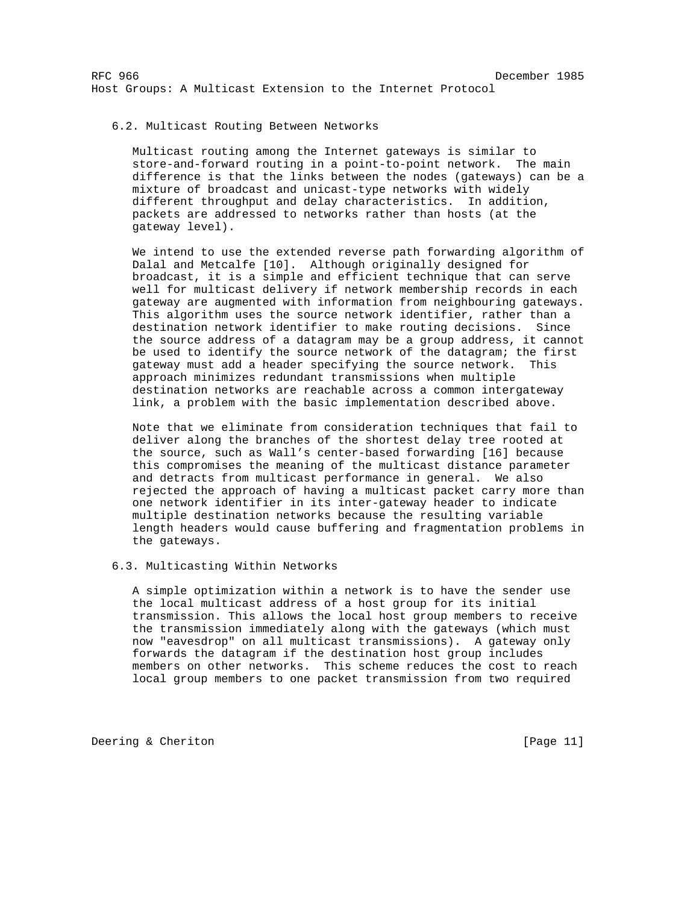### 6.2. Multicast Routing Between Networks

Multicast routing among the Internet gateways is similar to store-and-forward routing in a point-to-point network. The main difference is that the links between the nodes (gateways) can be a mixture of broadcast and unicast-type networks with widely different throughput and delay characteristics. In addition, packets are addressed to networks rather than hosts (at the gateway level).

We intend to use the extended reverse path forwarding algorithm of Dalal and Metcalfe [10]. Although originally designed for broadcast, it is a simple and efficient technique that can serve well for multicast delivery if network membership records in each gateway are augmented with information from neighbouring gateways. This algorithm uses the source network identifier, rather than a destination network identifier to make routing decisions. Since the source address of a datagram may be a group address, it cannot be used to identify the source network of the datagram; the first gateway must add a header specifying the source network. This approach minimizes redundant transmissions when multiple destination networks are reachable across a common intergateway link, a problem with the basic implementation described above.

Note that we eliminate from consideration techniques that fail to deliver along the branches of the shortest delay tree rooted at the source, such as Wall's center-based forwarding [16] because this compromises the meaning of the multicast distance parameter and detracts from multicast performance in general. We also rejected the approach of having a multicast packet carry more than one network identifier in its inter-gateway header to indicate multiple destination networks because the resulting variable length headers would cause buffering and fragmentation problems in the gateways.

### 6.3. Multicasting Within Networks

A simple optimization within a network is to have the sender use the local multicast address of a host group for its initial transmission. This allows the local host group members to receive the transmission immediately along with the gateways (which must now "eavesdrop" on all multicast transmissions). A gateway only forwards the datagram if the destination host group includes members on other networks. This scheme reduces the cost to reach local group members to one packet transmission from two required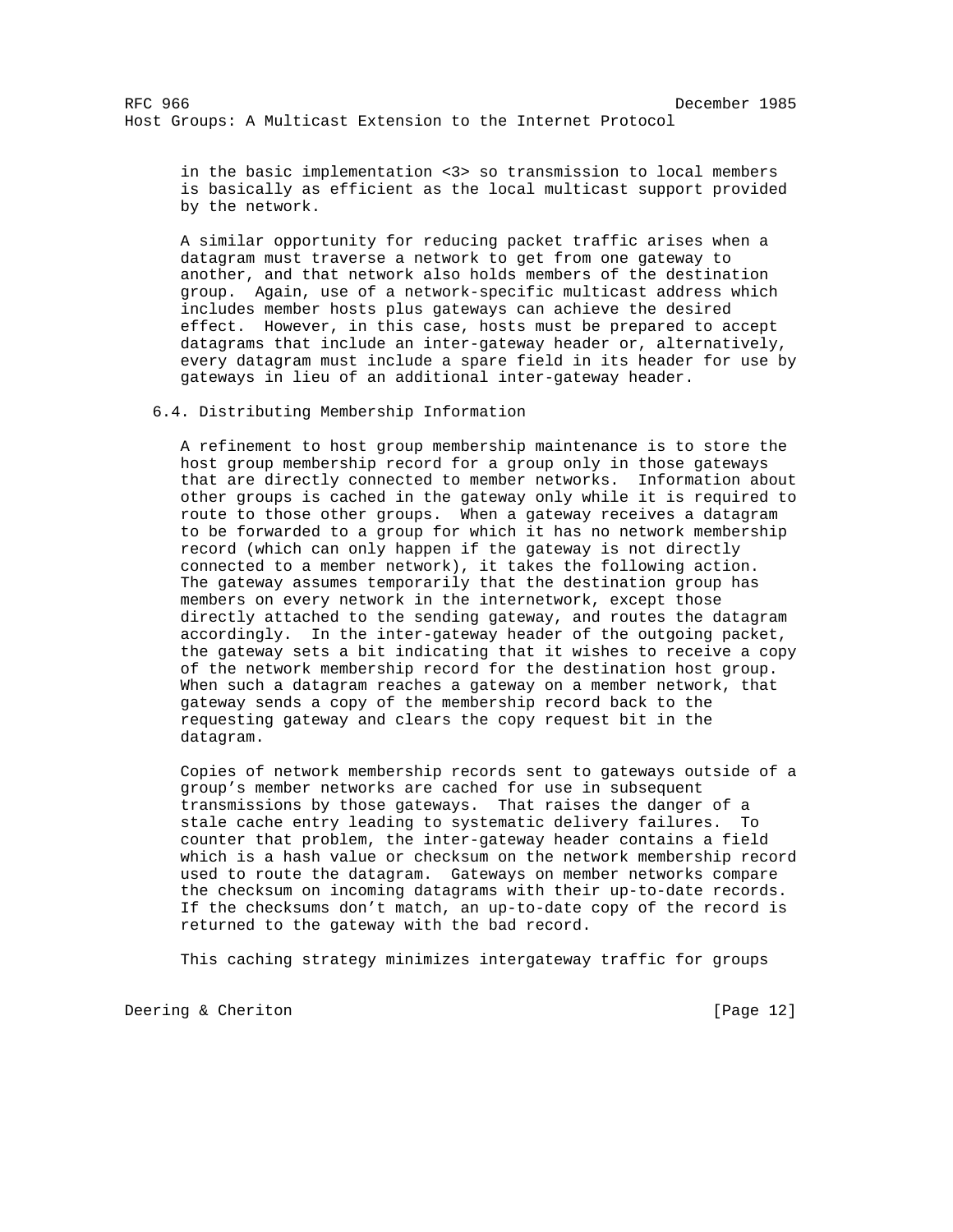in the basic implementation <3> so transmission to local members is basically as efficient as the local multicast support provided by the network.

A similar opportunity for reducing packet traffic arises when a datagram must traverse a network to get from one gateway to another, and that network also holds members of the destination group. Again, use of a network-specific multicast address which includes member hosts plus gateways can achieve the desired effect. However, in this case, hosts must be prepared to accept datagrams that include an inter-gateway header or, alternatively, every datagram must include a spare field in its header for use by gateways in lieu of an additional inter-gateway header.

### 6.4. Distributing Membership Information

A refinement to host group membership maintenance is to store the host group membership record for a group only in those gateways that are directly connected to member networks. Information about other groups is cached in the gateway only while it is required to route to those other groups. When a gateway receives a datagram to be forwarded to a group for which it has no network membership record (which can only happen if the gateway is not directly connected to a member network), it takes the following action. The gateway assumes temporarily that the destination group has members on every network in the internetwork, except those directly attached to the sending gateway, and routes the datagram accordingly. In the inter-gateway header of the outgoing packet, the gateway sets a bit indicating that it wishes to receive a copy of the network membership record for the destination host group. When such a datagram reaches a gateway on a member network, that gateway sends a copy of the membership record back to the requesting gateway and clears the copy request bit in the datagram.

Copies of network membership records sent to gateways outside of a group's member networks are cached for use in subsequent transmissions by those gateways. That raises the danger of a stale cache entry leading to systematic delivery failures. To counter that problem, the inter-gateway header contains a field which is a hash value or checksum on the network membership record used to route the datagram. Gateways on member networks compare the checksum on incoming datagrams with their up-to-date records. If the checksums don't match, an up-to-date copy of the record is returned to the gateway with the bad record.

This caching strategy minimizes intergateway traffic for groups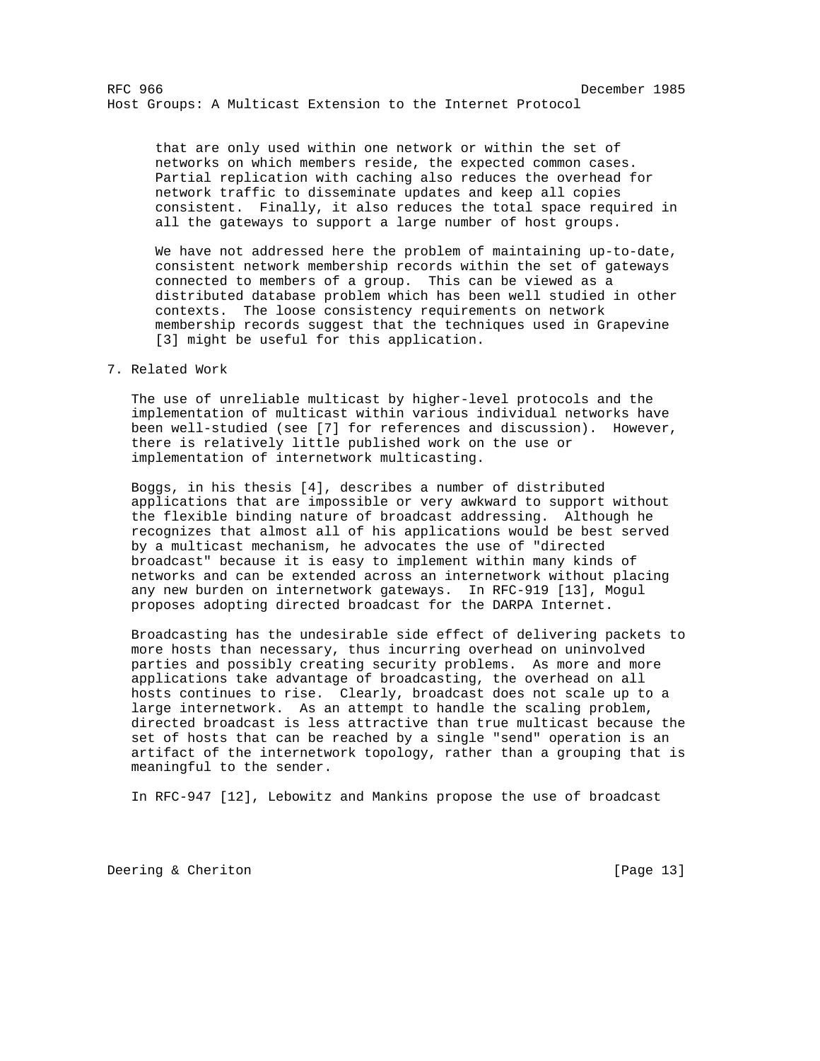that are only used within one network or within the set of networks on which members reside, the expected common cases. Partial replication with caching also reduces the overhead for network traffic to disseminate updates and keep all copies consistent. Finally, it also reduces the total space required in all the gateways to support a large number of host groups.

We have not addressed here the problem of maintaining up-to-date, consistent network membership records within the set of gateways connected to members of a group. This can be viewed as a distributed database problem which has been well studied in other contexts. The loose consistency requirements on network membership records suggest that the techniques used in Grapevine [3] might be useful for this application.

## 7. Related Work

The use of unreliable multicast by higher-level protocols and the implementation of multicast within various individual networks have been well-studied (see [7] for references and discussion). However, there is relatively little published work on the use or implementation of internetwork multicasting.

Boggs, in his thesis [4], describes a number of distributed applications that are impossible or very awkward to support without the flexible binding nature of broadcast addressing. Although he recognizes that almost all of his applications would be best served by a multicast mechanism, he advocates the use of "directed broadcast" because it is easy to implement within many kinds of networks and can be extended across an internetwork without placing any new burden on internetwork gateways. In RFC-919 [13], Mogul proposes adopting directed broadcast for the DARPA Internet.

Broadcasting has the undesirable side effect of delivering packets to more hosts than necessary, thus incurring overhead on uninvolved parties and possibly creating security problems. As more and more applications take advantage of broadcasting, the overhead on all hosts continues to rise. Clearly, broadcast does not scale up to a large internetwork. As an attempt to handle the scaling problem, directed broadcast is less attractive than true multicast because the set of hosts that can be reached by a single "send" operation is an artifact of the internetwork topology, rather than a grouping that is meaningful to the sender.

In RFC-947 [12], Lebowitz and Mankins propose the use of broadcast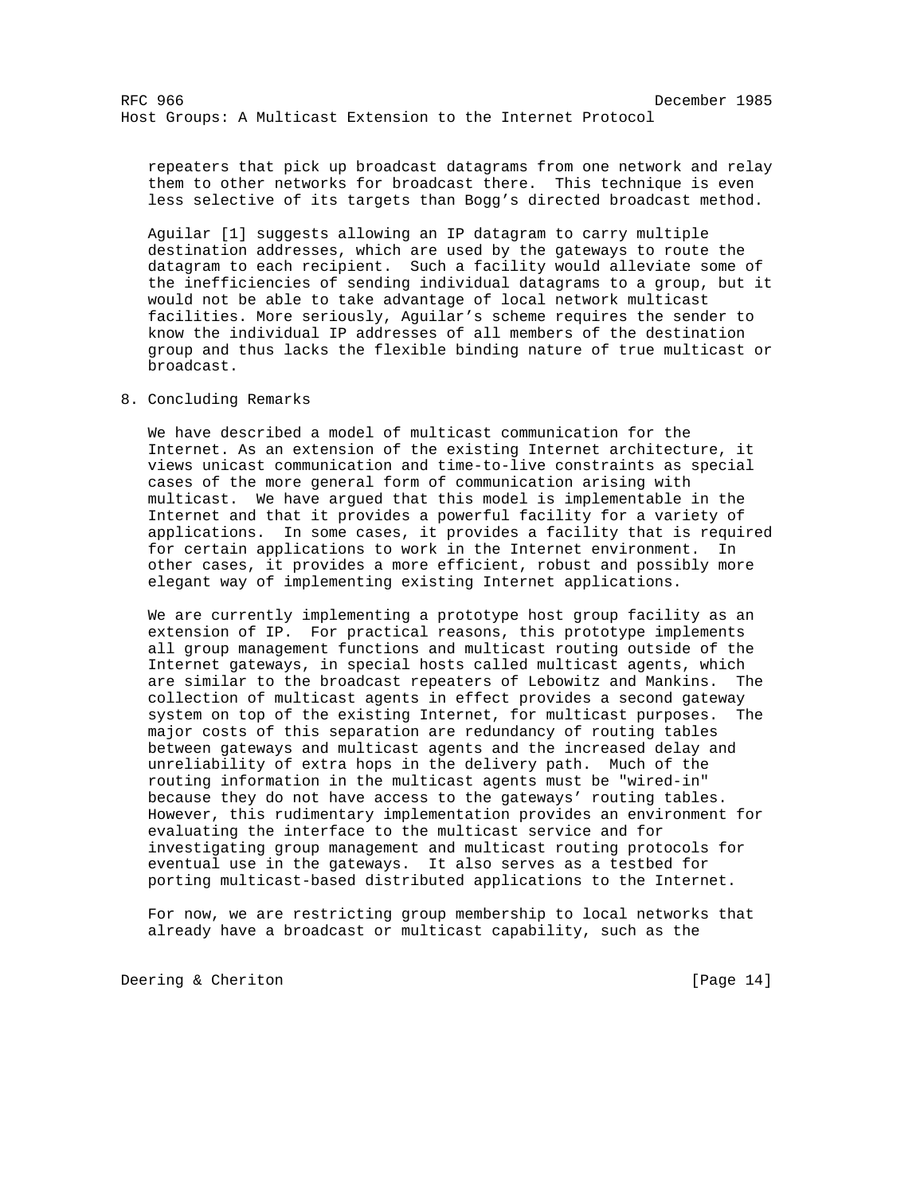repeaters that pick up broadcast datagrams from one network and relay them to other networks for broadcast there. This technique is even less selective of its targets than Bogg's directed broadcast method.

Aguilar [1] suggests allowing an IP datagram to carry multiple destination addresses, which are used by the gateways to route the datagram to each recipient. Such a facility would alleviate some of the inefficiencies of sending individual datagrams to a group, but it would not be able to take advantage of local network multicast facilities. More seriously, Aguilar's scheme requires the sender to know the individual IP addresses of all members of the destination group and thus lacks the flexible binding nature of true multicast or broadcast.

## 8. Concluding Remarks

We have described a model of multicast communication for the Internet. As an extension of the existing Internet architecture, it views unicast communication and time-to-live constraints as special cases of the more general form of communication arising with multicast. We have argued that this model is implementable in the Internet and that it provides a powerful facility for a variety of applications. In some cases, it provides a facility that is required for certain applications to work in the Internet environment. In other cases, it provides a more efficient, robust and possibly more elegant way of implementing existing Internet applications.

We are currently implementing a prototype host group facility as an extension of IP. For practical reasons, this prototype implements all group management functions and multicast routing outside of the Internet gateways, in special hosts called multicast agents, which are similar to the broadcast repeaters of Lebowitz and Mankins. The collection of multicast agents in effect provides a second gateway system on top of the existing Internet, for multicast purposes. The major costs of this separation are redundancy of routing tables between gateways and multicast agents and the increased delay and unreliability of extra hops in the delivery path. Much of the routing information in the multicast agents must be "wired-in" because they do not have access to the gateways' routing tables. However, this rudimentary implementation provides an environment for evaluating the interface to the multicast service and for investigating group management and multicast routing protocols for eventual use in the gateways. It also serves as a testbed for porting multicast-based distributed applications to the Internet.

For now, we are restricting group membership to local networks that already have a broadcast or multicast capability, such as the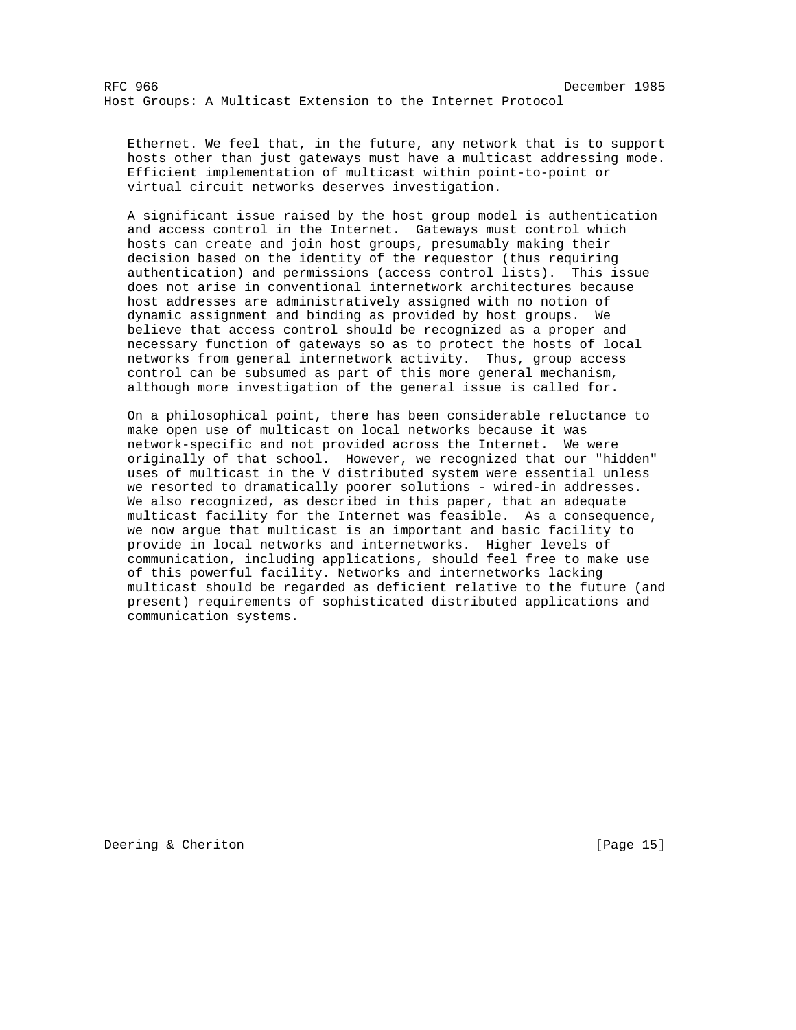Ethernet. We feel that, in the future, any network that is to support hosts other than just gateways must have a multicast addressing mode. Efficient implementation of multicast within point-to-point or virtual circuit networks deserves investigation.

A significant issue raised by the host group model is authentication and access control in the Internet. Gateways must control which hosts can create and join host groups, presumably making their decision based on the identity of the requestor (thus requiring authentication) and permissions (access control lists). This issue does not arise in conventional internetwork architectures because host addresses are administratively assigned with no notion of dynamic assignment and binding as provided by host groups. We believe that access control should be recognized as a proper and necessary function of gateways so as to protect the hosts of local networks from general internetwork activity. Thus, group access control can be subsumed as part of this more general mechanism, although more investigation of the general issue is called for.

On a philosophical point, there has been considerable reluctance to make open use of multicast on local networks because it was network-specific and not provided across the Internet. We were originally of that school. However, we recognized that our "hidden" uses of multicast in the V distributed system were essential unless we resorted to dramatically poorer solutions - wired-in addresses. We also recognized, as described in this paper, that an adequate multicast facility for the Internet was feasible. As a consequence, we now argue that multicast is an important and basic facility to provide in local networks and internetworks. Higher levels of communication, including applications, should feel free to make use of this powerful facility. Networks and internetworks lacking multicast should be regarded as deficient relative to the future (and present) requirements of sophisticated distributed applications and communication systems.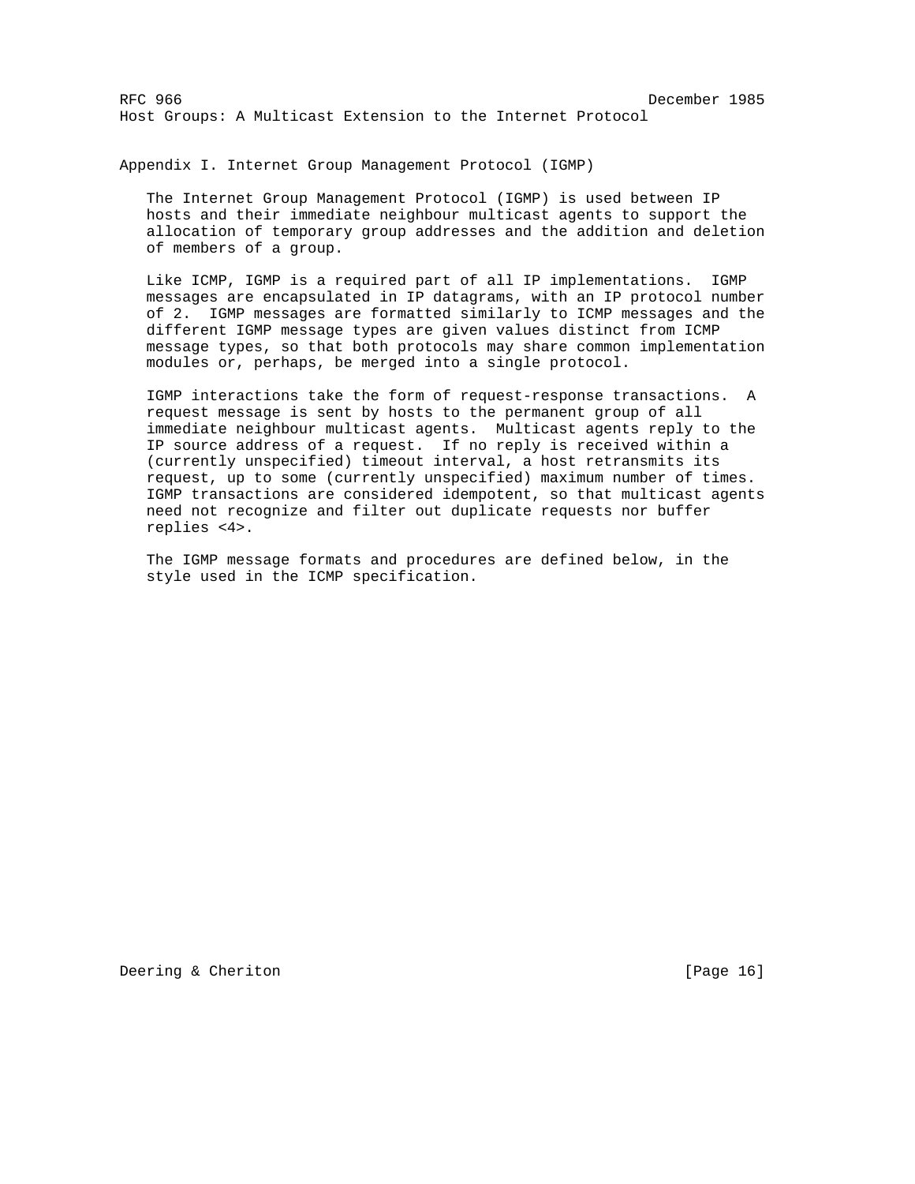## Appendix I. Internet Group Management Protocol (IGMP)

The Internet Group Management Protocol (IGMP) is used between IP hosts and their immediate neighbour multicast agents to support the allocation of temporary group addresses and the addition and deletion of members of a group.

Like ICMP, IGMP is a required part of all IP implementations. IGMP messages are encapsulated in IP datagrams, with an IP protocol number of 2. IGMP messages are formatted similarly to ICMP messages and the different IGMP message types are given values distinct from ICMP message types, so that both protocols may share common implementation modules or, perhaps, be merged into a single protocol.

IGMP interactions take the form of request-response transactions. A request message is sent by hosts to the permanent group of all immediate neighbour multicast agents. Multicast agents reply to the IP source address of a request. If no reply is received within a (currently unspecified) timeout interval, a host retransmits its request, up to some (currently unspecified) maximum number of times. IGMP transactions are considered idempotent, so that multicast agents need not recognize and filter out duplicate requests nor buffer replies <4>.

The IGMP message formats and procedures are defined below, in the style used in the ICMP specification.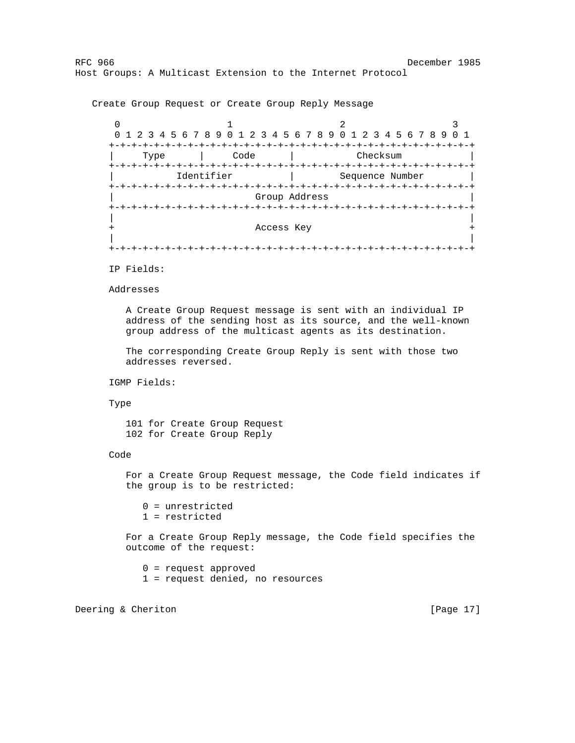Create Group Request or Create Group Reply Message

```
 0                   1                   2                   3
 0 1 2 3 4 5 6 7 8 9 0 1 2 3 4 5 6 7 8 9 0 1 2 3 4 5 6 7 8 9 0 1
+-+-+-+-+-+-+-+-+-+-+-+-+-+-+-+-+-+-+-+-+-+-+-+-+-+-+-+-+-+-+-+-+
|     Type      |     Code      |           Checksum            |
+-+-+-+-+-+-+-+-+-+-+-+-+-+-+-+-+-+-+-+-+-+-+-+-+-+-+-+-+-+-+-+-+
|           Identifier          |        Sequence Number        |
+-+-+-+-+-+-+-+-+-+-+-+-+-+-+-+-+-+-+-+-+-+-+-+-+-+-+-+-+-+-+-+-+
|                         Group Address                         |
+-+-+-+-+-+-+-+-+-+-+-+-+-+-+-+-+-+-+-+-+-+-+-+-+-+-+-+-+-+-+-+-+
|                                                               |
+                          Access Key                           +
|                                                               |
+-+-+-+-+-+-+-+-+-+-+-+-+-+-+-+-+-+-+-+-+-+-+-+-+-+-+-+-+-+-+-+-+
```

IP Fields:

Addresses

A Create Group Request message is sent with an individual IP address of the sending host as its source, and the well-known group address of the multicast agents as its destination.

The corresponding Create Group Reply is sent with those two addresses reversed.

IGMP Fields:

Type

101 for Create Group Request
102 for Create Group Reply

Code

For a Create Group Request message, the Code field indicates if the group is to be restricted:

0 = unrestricted
1 = restricted

For a Create Group Reply message, the Code field specifies the outcome of the request:

0 = request approved
1 = request denied, no resources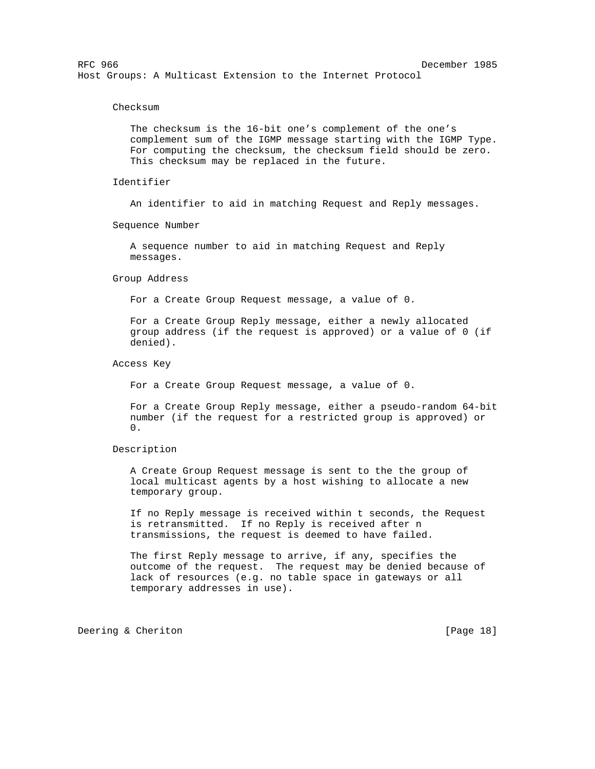Checksum

The checksum is the 16-bit one's complement of the one's complement sum of the IGMP message starting with the IGMP Type. For computing the checksum, the checksum field should be zero. This checksum may be replaced in the future.

Identifier

An identifier to aid in matching Request and Reply messages.

Sequence Number

A sequence number to aid in matching Request and Reply messages.

Group Address

For a Create Group Request message, a value of 0.

For a Create Group Reply message, either a newly allocated group address (if the request is approved) or a value of 0 (if denied).

Access Key

For a Create Group Request message, a value of 0.

For a Create Group Reply message, either a pseudo-random 64-bit number (if the request for a restricted group is approved) or 0.

Description

A Create Group Request message is sent to the the group of local multicast agents by a host wishing to allocate a new temporary group.

If no Reply message is received within t seconds, the Request is retransmitted. If no Reply is received after n transmissions, the request is deemed to have failed.

The first Reply message to arrive, if any, specifies the outcome of the request. The request may be denied because of lack of resources (e.g. no table space in gateways or all temporary addresses in use).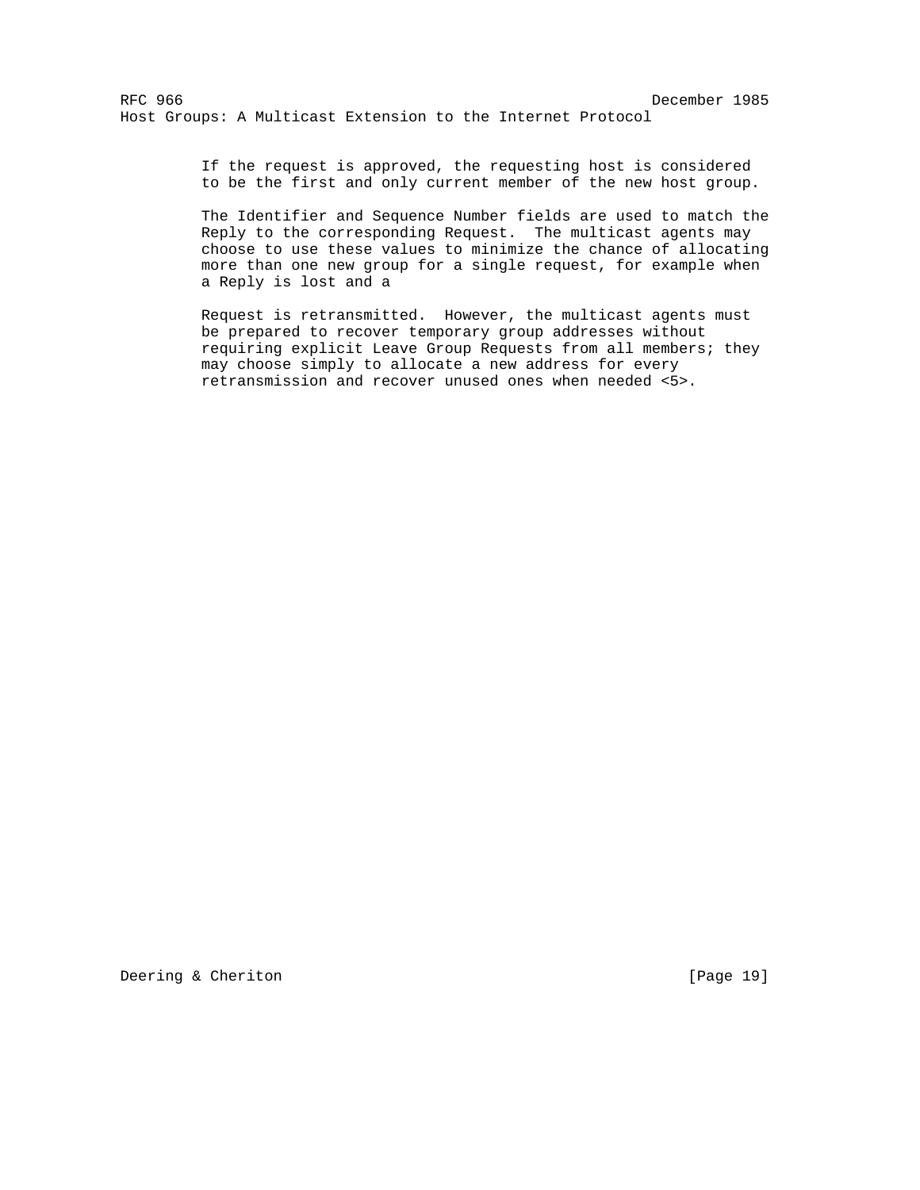If the request is approved, the requesting host is considered to be the first and only current member of the new host group.

The Identifier and Sequence Number fields are used to match the Reply to the corresponding Request. The multicast agents may choose to use these values to minimize the chance of allocating more than one new group for a single request, for example when a Reply is lost and a

Request is retransmitted. However, the multicast agents must be prepared to recover temporary group addresses without requiring explicit Leave Group Requests from all members; they may choose simply to allocate a new address for every retransmission and recover unused ones when needed <5>.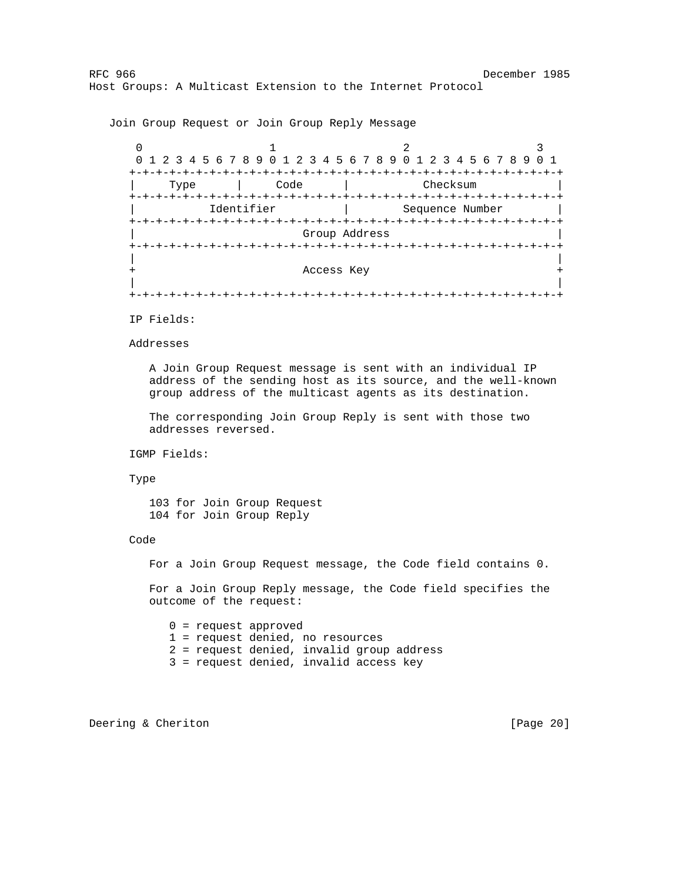Join Group Request or Join Group Reply Message

```
 0                   1                   2                   3
 0 1 2 3 4 5 6 7 8 9 0 1 2 3 4 5 6 7 8 9 0 1 2 3 4 5 6 7 8 9 0 1
+-+-+-+-+-+-+-+-+-+-+-+-+-+-+-+-+-+-+-+-+-+-+-+-+-+-+-+-+-+-+-+-+
|     Type      |     Code      |           Checksum            |
+-+-+-+-+-+-+-+-+-+-+-+-+-+-+-+-+-+-+-+-+-+-+-+-+-+-+-+-+-+-+-+-+
|           Identifier          |        Sequence Number        |
+-+-+-+-+-+-+-+-+-+-+-+-+-+-+-+-+-+-+-+-+-+-+-+-+-+-+-+-+-+-+-+-+
|                         Group Address                         |
+-+-+-+-+-+-+-+-+-+-+-+-+-+-+-+-+-+-+-+-+-+-+-+-+-+-+-+-+-+-+-+-+
|                                                               |
+                         Access Key                            +
|                                                               |
+-+-+-+-+-+-+-+-+-+-+-+-+-+-+-+-+-+-+-+-+-+-+-+-+-+-+-+-+-+-+-+-+
```

IP Fields:

Addresses

A Join Group Request message is sent with an individual IP address of the sending host as its source, and the well-known group address of the multicast agents as its destination.

The corresponding Join Group Reply is sent with those two addresses reversed.

IGMP Fields:

Type

103 for Join Group Request
104 for Join Group Reply

Code

For a Join Group Request message, the Code field contains 0.

For a Join Group Reply message, the Code field specifies the outcome of the request:

0 = request approved
1 = request denied, no resources
2 = request denied, invalid group address
3 = request denied, invalid access key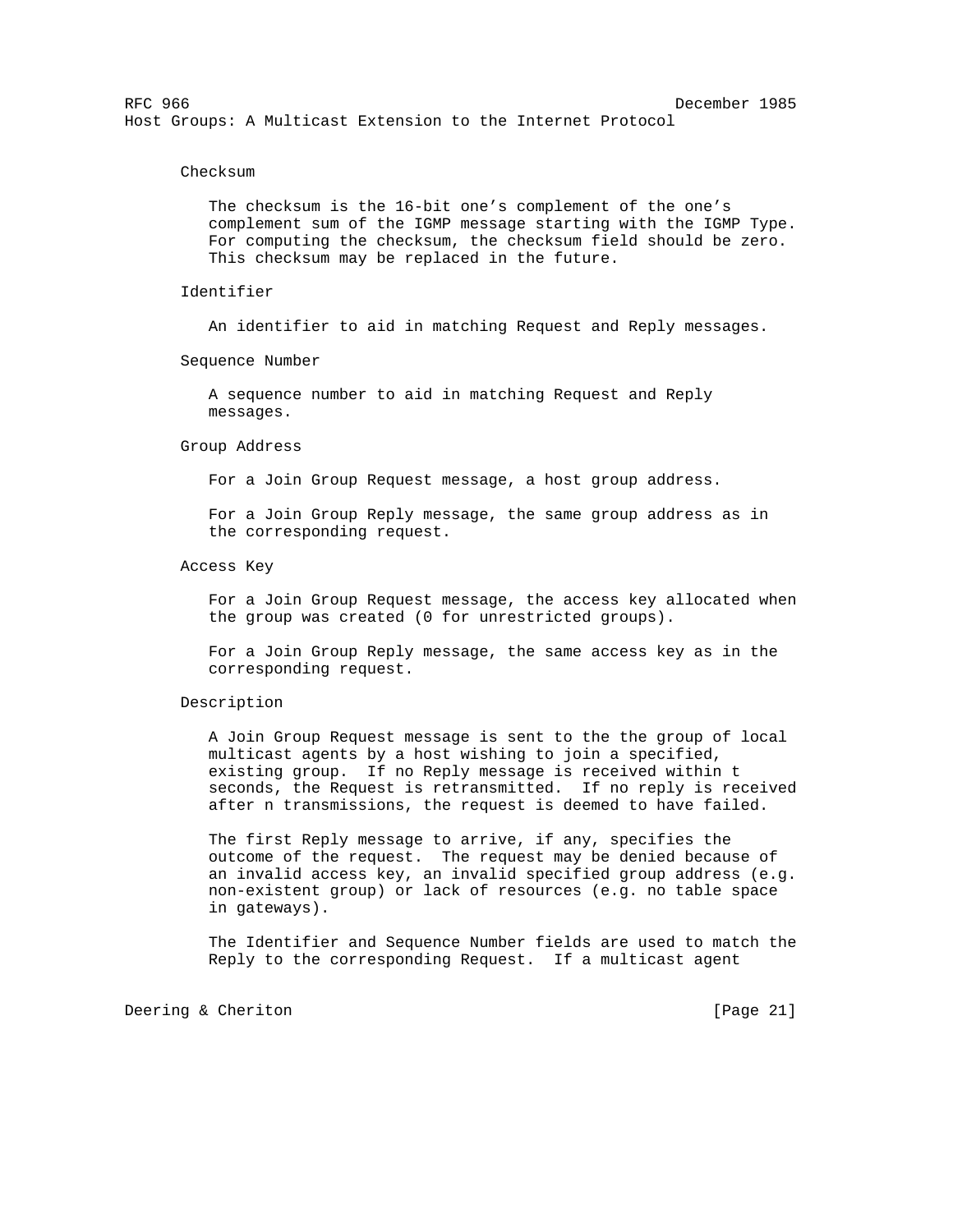Checksum

The checksum is the 16-bit one's complement of the one's complement sum of the IGMP message starting with the IGMP Type. For computing the checksum, the checksum field should be zero. This checksum may be replaced in the future.

Identifier

An identifier to aid in matching Request and Reply messages.

Sequence Number

A sequence number to aid in matching Request and Reply messages.

Group Address

For a Join Group Request message, a host group address.

For a Join Group Reply message, the same group address as in the corresponding request.

Access Key

For a Join Group Request message, the access key allocated when the group was created (0 for unrestricted groups).

For a Join Group Reply message, the same access key as in the corresponding request.

Description

A Join Group Request message is sent to the the group of local multicast agents by a host wishing to join a specified, existing group. If no Reply message is received within t seconds, the Request is retransmitted. If no reply is received after n transmissions, the request is deemed to have failed.

The first Reply message to arrive, if any, specifies the outcome of the request. The request may be denied because of an invalid access key, an invalid specified group address (e.g. non-existent group) or lack of resources (e.g. no table space in gateways).

The Identifier and Sequence Number fields are used to match the Reply to the corresponding Request. If a multicast agent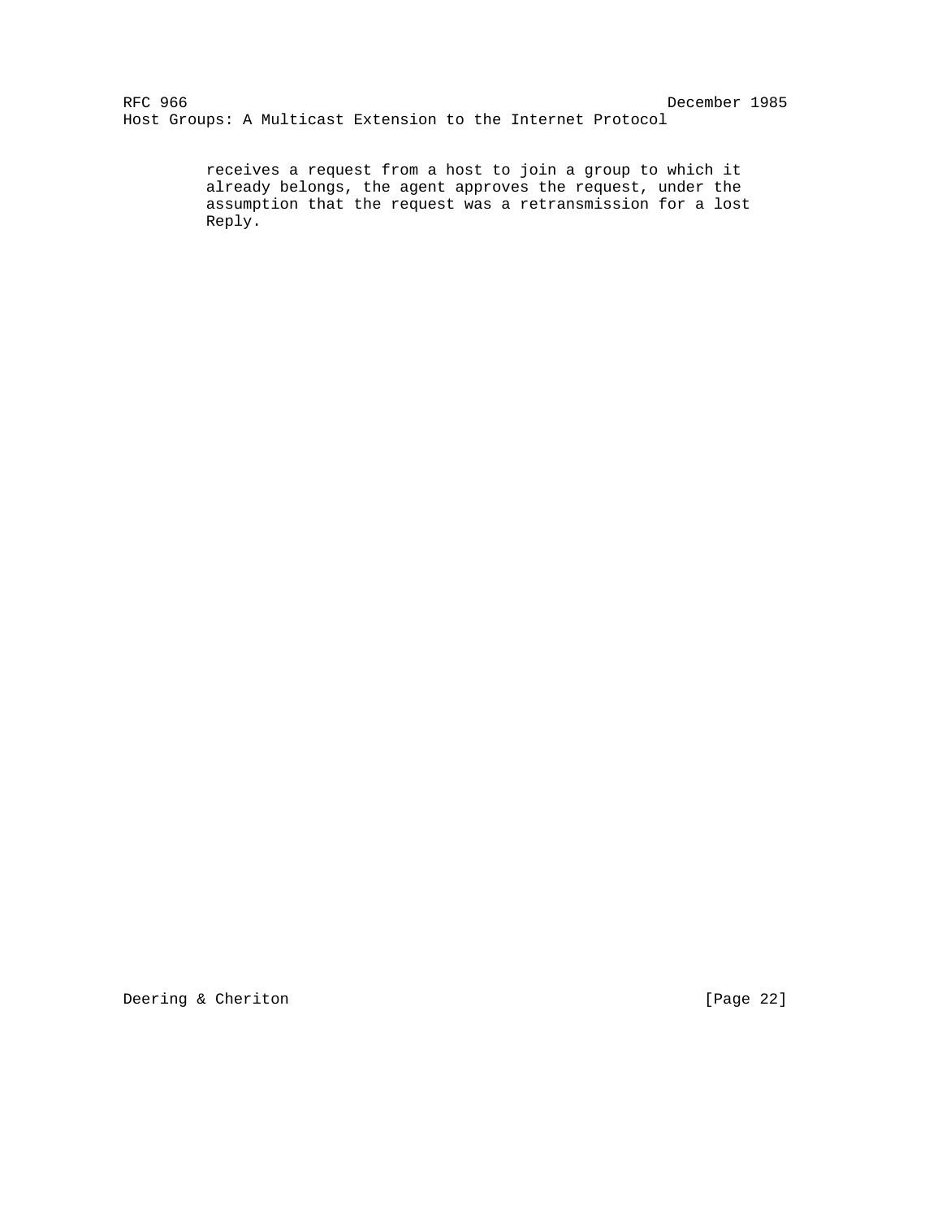receives a request from a host to join a group to which it already belongs, the agent approves the request, under the assumption that the request was a retransmission for a lost Reply.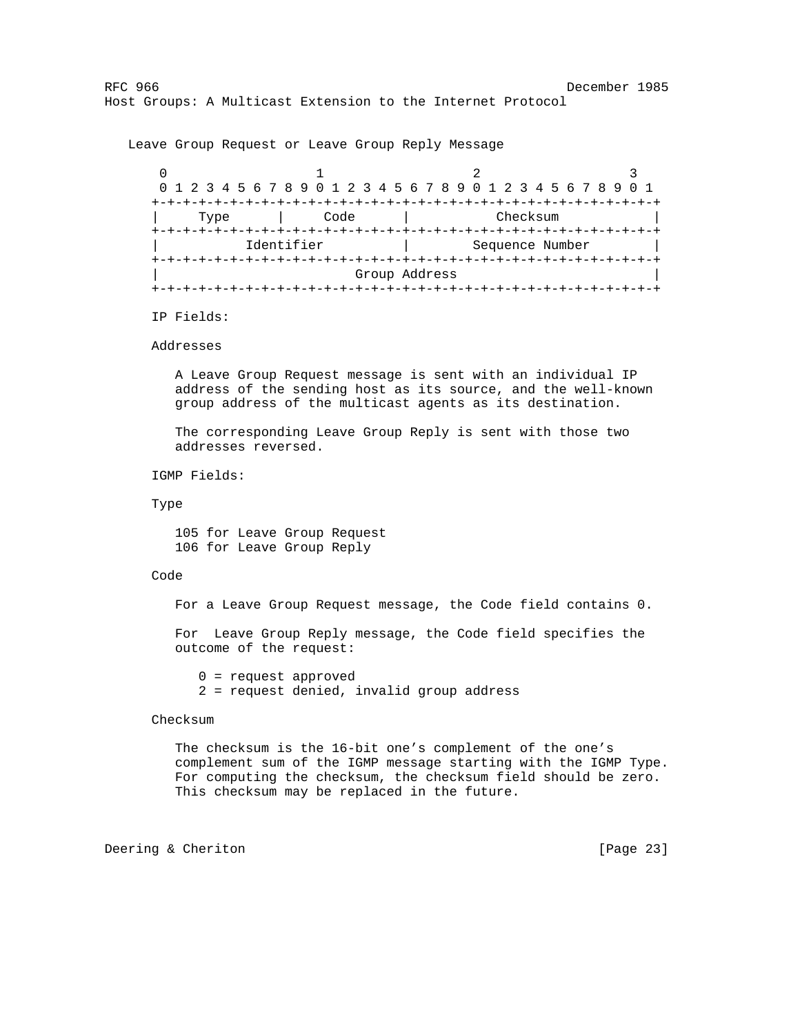Leave Group Request or Leave Group Reply Message

```
 0                   1                   2                   3
 0 1 2 3 4 5 6 7 8 9 0 1 2 3 4 5 6 7 8 9 0 1 2 3 4 5 6 7 8 9 0 1
+-+-+-+-+-+-+-+-+-+-+-+-+-+-+-+-+-+-+-+-+-+-+-+-+-+-+-+-+-+-+-+-+
|     Type      |     Code      |           Checksum            |
+-+-+-+-+-+-+-+-+-+-+-+-+-+-+-+-+-+-+-+-+-+-+-+-+-+-+-+-+-+-+-+-+
|           Identifier          |        Sequence Number        |
+-+-+-+-+-+-+-+-+-+-+-+-+-+-+-+-+-+-+-+-+-+-+-+-+-+-+-+-+-+-+-+-+
|                         Group Address                         |
+-+-+-+-+-+-+-+-+-+-+-+-+-+-+-+-+-+-+-+-+-+-+-+-+-+-+-+-+-+-+-+-+
```

IP Fields:

Addresses

A Leave Group Request message is sent with an individual IP address of the sending host as its source, and the well-known group address of the multicast agents as its destination.

The corresponding Leave Group Reply is sent with those two addresses reversed.

IGMP Fields:

Type

105 for Leave Group Request
106 for Leave Group Reply

Code

For a Leave Group Request message, the Code field contains 0.

For  Leave Group Reply message, the Code field specifies the outcome of the request:

0 = request approved
2 = request denied, invalid group address

Checksum

The checksum is the 16-bit one's complement of the one's complement sum of the IGMP message starting with the IGMP Type. For computing the checksum, the checksum field should be zero. This checksum may be replaced in the future.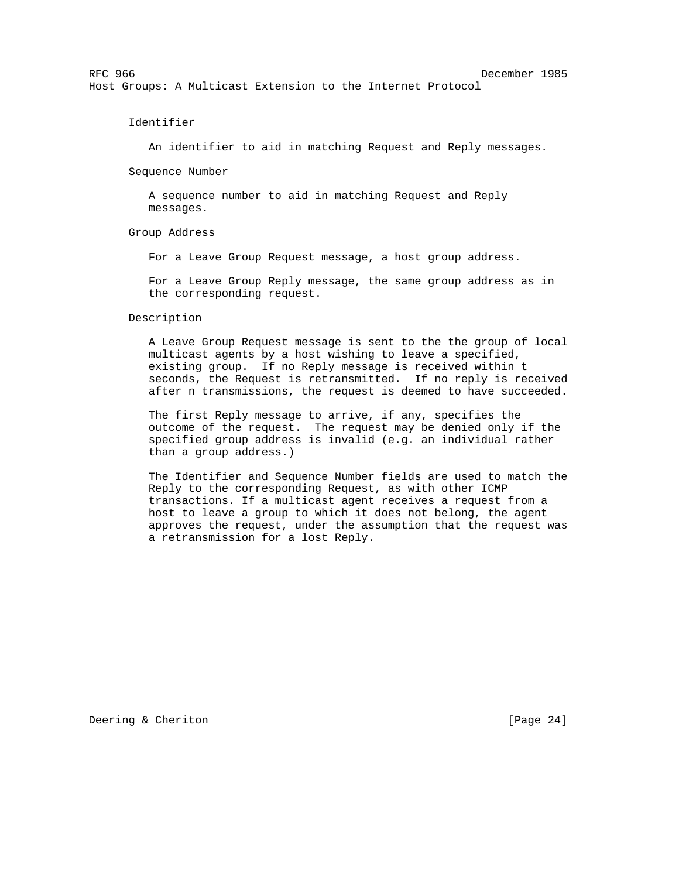Identifier

An identifier to aid in matching Request and Reply messages.

Sequence Number

A sequence number to aid in matching Request and Reply messages.

Group Address

For a Leave Group Request message, a host group address.

For a Leave Group Reply message, the same group address as in the corresponding request.

Description

A Leave Group Request message is sent to the the group of local multicast agents by a host wishing to leave a specified, existing group. If no Reply message is received within t seconds, the Request is retransmitted. If no reply is received after n transmissions, the request is deemed to have succeeded.

The first Reply message to arrive, if any, specifies the outcome of the request. The request may be denied only if the specified group address is invalid (e.g. an individual rather than a group address.)

The Identifier and Sequence Number fields are used to match the Reply to the corresponding Request, as with other ICMP transactions. If a multicast agent receives a request from a host to leave a group to which it does not belong, the agent approves the request, under the assumption that the request was a retransmission for a lost Reply.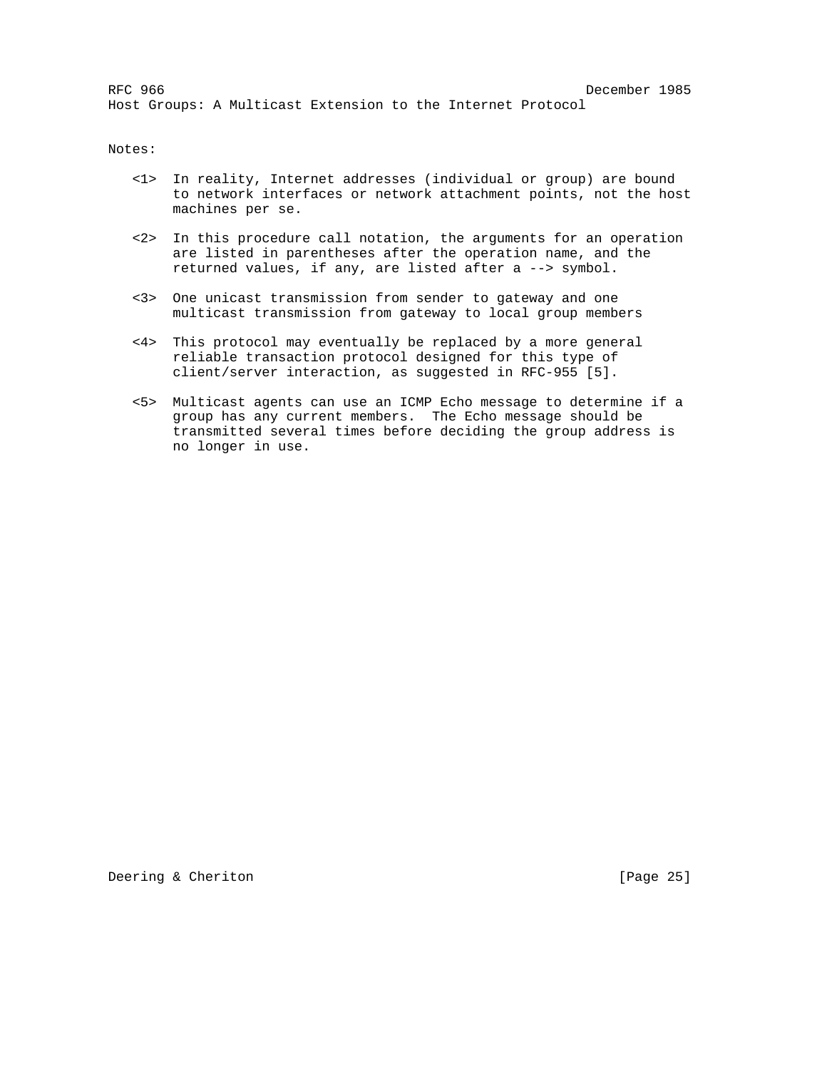Notes:

<1> In reality, Internet addresses (individual or group) are bound to network interfaces or network attachment points, not the host machines per se.

<2> In this procedure call notation, the arguments for an operation are listed in parentheses after the operation name, and the returned values, if any, are listed after a --> symbol.

<3> One unicast transmission from sender to gateway and one multicast transmission from gateway to local group members

<4> This protocol may eventually be replaced by a more general reliable transaction protocol designed for this type of client/server interaction, as suggested in RFC-955 [5].

<5> Multicast agents can use an ICMP Echo message to determine if a group has any current members. The Echo message should be transmitted several times before deciding the group address is no longer in use.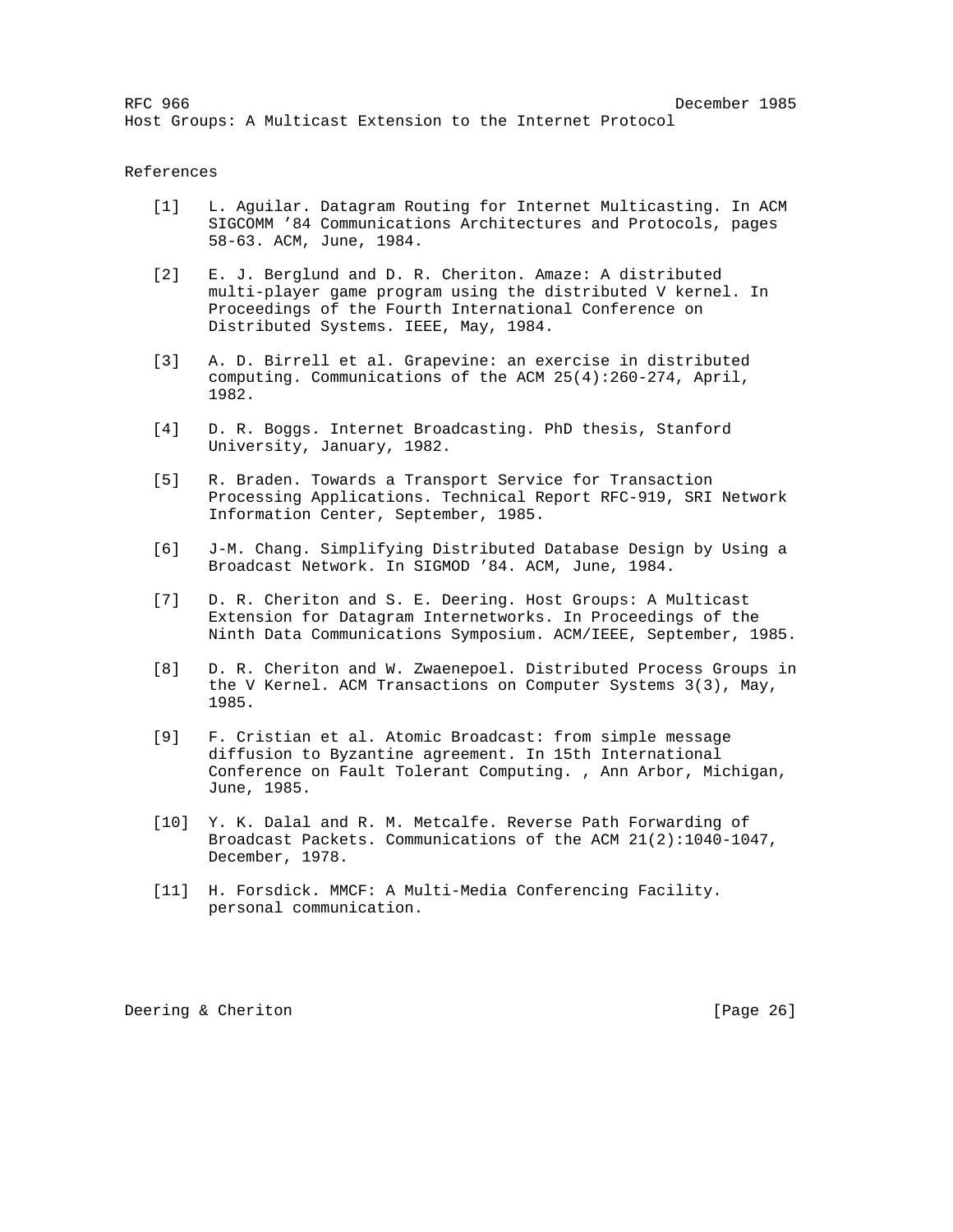## References

[1] L. Aguilar. Datagram Routing for Internet Multicasting. In ACM SIGCOMM ’84 Communications Architectures and Protocols, pages 58-63. ACM, June, 1984.

[2] E. J. Berglund and D. R. Cheriton. Amaze: A distributed multi-player game program using the distributed V kernel. In Proceedings of the Fourth International Conference on Distributed Systems. IEEE, May, 1984.

[3] A. D. Birrell et al. Grapevine: an exercise in distributed computing. Communications of the ACM 25(4):260-274, April, 1982.

[4] D. R. Boggs. Internet Broadcasting. PhD thesis, Stanford University, January, 1982.

[5] R. Braden. Towards a Transport Service for Transaction Processing Applications. Technical Report RFC-919, SRI Network Information Center, September, 1985.

[6] J-M. Chang. Simplifying Distributed Database Design by Using a Broadcast Network. In SIGMOD ’84. ACM, June, 1984.

[7] D. R. Cheriton and S. E. Deering. Host Groups: A Multicast Extension for Datagram Internetworks. In Proceedings of the Ninth Data Communications Symposium. ACM/IEEE, September, 1985.

[8] D. R. Cheriton and W. Zwaenepoel. Distributed Process Groups in the V Kernel. ACM Transactions on Computer Systems 3(3), May, 1985.

[9] F. Cristian et al. Atomic Broadcast: from simple message diffusion to Byzantine agreement. In 15th International Conference on Fault Tolerant Computing. , Ann Arbor, Michigan, June, 1985.

[10] Y. K. Dalal and R. M. Metcalfe. Reverse Path Forwarding of Broadcast Packets. Communications of the ACM 21(2):1040-1047, December, 1978.

[11] H. Forsdick. MMCF: A Multi-Media Conferencing Facility. personal communication.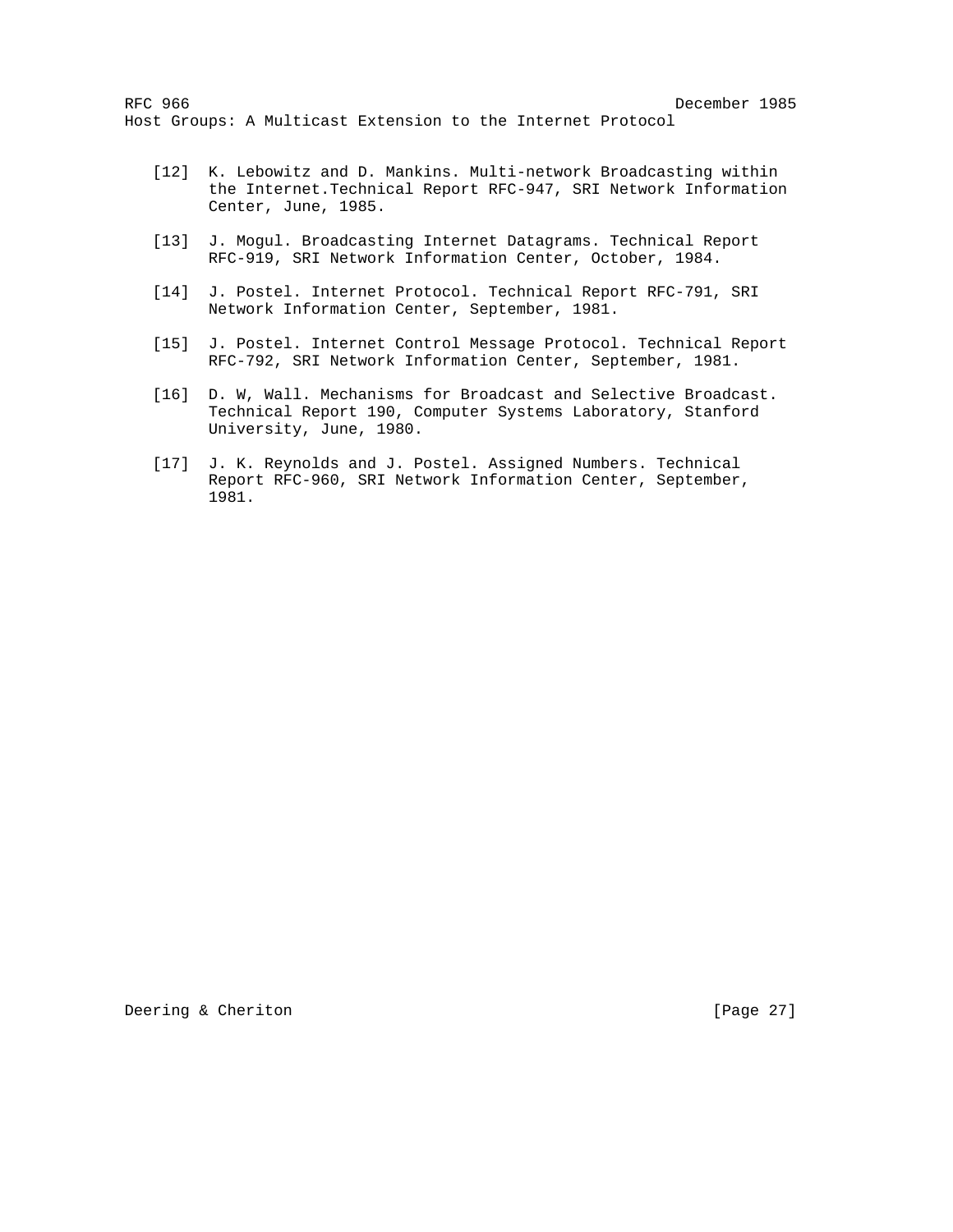[12] K. Lebowitz and D. Mankins. Multi-network Broadcasting within the Internet.Technical Report RFC-947, SRI Network Information Center, June, 1985.

[13] J. Mogul. Broadcasting Internet Datagrams. Technical Report RFC-919, SRI Network Information Center, October, 1984.

[14] J. Postel. Internet Protocol. Technical Report RFC-791, SRI Network Information Center, September, 1981.

[15] J. Postel. Internet Control Message Protocol. Technical Report RFC-792, SRI Network Information Center, September, 1981.

[16] D. W, Wall. Mechanisms for Broadcast and Selective Broadcast. Technical Report 190, Computer Systems Laboratory, Stanford University, June, 1980.

[17] J. K. Reynolds and J. Postel. Assigned Numbers. Technical Report RFC-960, SRI Network Information Center, September, 1981.